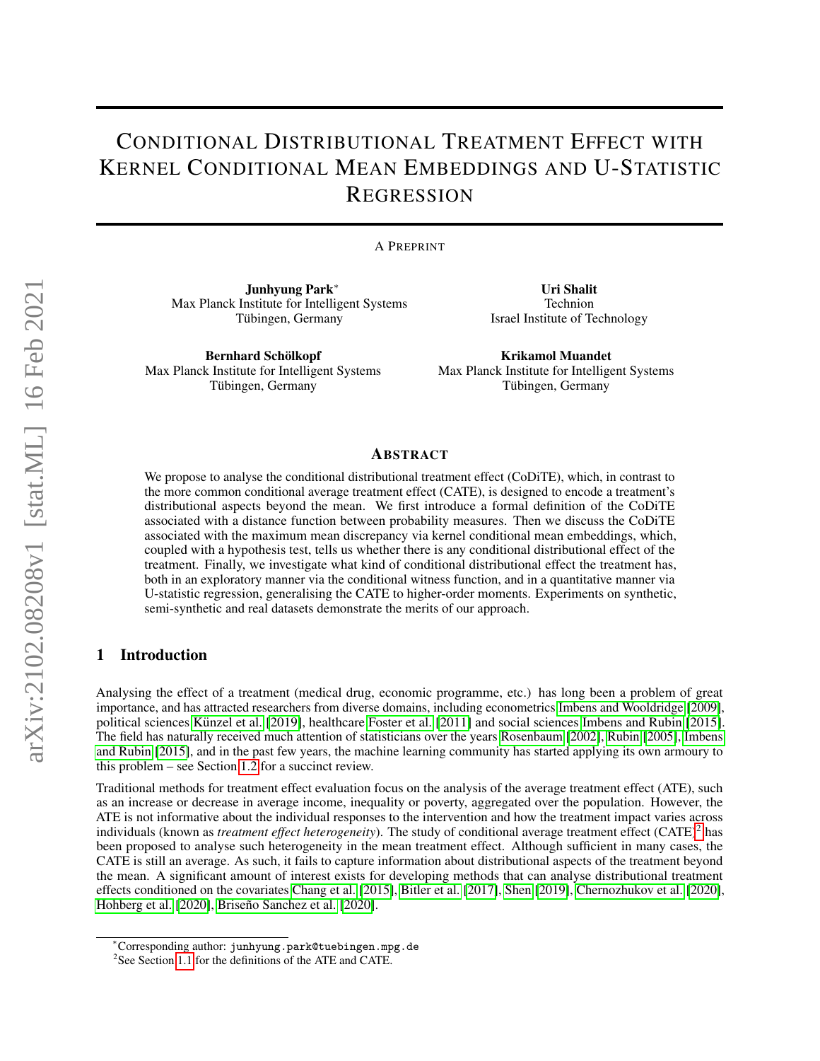# Conditional Distributional Treatment Effect with Kernel Conditional Mean Embeddings and U-Statistic Regression

A Preprint

**Junhyung Park***
Max Planck Institute for Intelligent Systems
Tübingen, Germany

**Uri Shalit**
Technion
Israel Institute of Technology

**Bernhard Schölkopf**
Max Planck Institute for Intelligent Systems
Tübingen, Germany

**Krikamol Muandet**
Max Planck Institute for Intelligent Systems
Tübingen, Germany

## Abstract

We propose to analyse the conditional distributional treatment effect (CoDiTE), which, in contrast to the more common conditional average treatment effect (CATE), is designed to encode a treatment's distributional aspects beyond the mean. We first introduce a formal definition of the CoDiTE associated with a distance function between probability measures. Then we discuss the CoDiTE associated with the maximum mean discrepancy via kernel conditional mean embeddings, which, coupled with a hypothesis test, tells us whether there is any conditional distributional effect of the treatment. Finally, we investigate what kind of conditional distributional effect the treatment has, both in an exploratory manner via the conditional witness function, and in a quantitative manner via U-statistic regression, generalising the CATE to higher-order moments. Experiments on synthetic, semi-synthetic and real datasets demonstrate the merits of our approach.

## 1 Introduction

Analysing the effect of a treatment (medical drug, economic programme, etc.) has long been a problem of great importance, and has attracted researchers from diverse domains, including econometrics Imbens and Wooldridge [2009], political sciences Künzel et al. [2019], healthcare Foster et al. [2011] and social sciences Imbens and Rubin [2015]. The field has naturally received much attention of statisticians over the years Rosenbaum [2002], Rubin [2005], Imbens and Rubin [2015], and in the past few years, the machine learning community has started applying its own armoury to this problem – see Section 1.2 for a succinct review.

Traditional methods for treatment effect evaluation focus on the analysis of the average treatment effect (ATE), such as an increase or decrease in average income, inequality or poverty, aggregated over the population. However, the ATE is not informative about the individual responses to the intervention and how the treatment impact varies across individuals (known as *treatment effect heterogeneity*). The study of conditional average treatment effect (CATE)[2] has been proposed to analyse such heterogeneity in the mean treatment effect. Although sufficient in many cases, the CATE is still an average. As such, it fails to capture information about distributional aspects of the treatment beyond the mean. A significant amount of interest exists for developing methods that can analyse distributional treatment effects conditioned on the covariates Chang et al. [2015], Bitler et al. [2017], Shen [2019], Chernozhukov et al. [2020], Hohberg et al. [2020], Briseño Sanchez et al. [2020].

*Corresponding author: junhyung.park@tuebingen.mpg.de

[2] See Section 1.1 for the definitions of the ATE and CATE.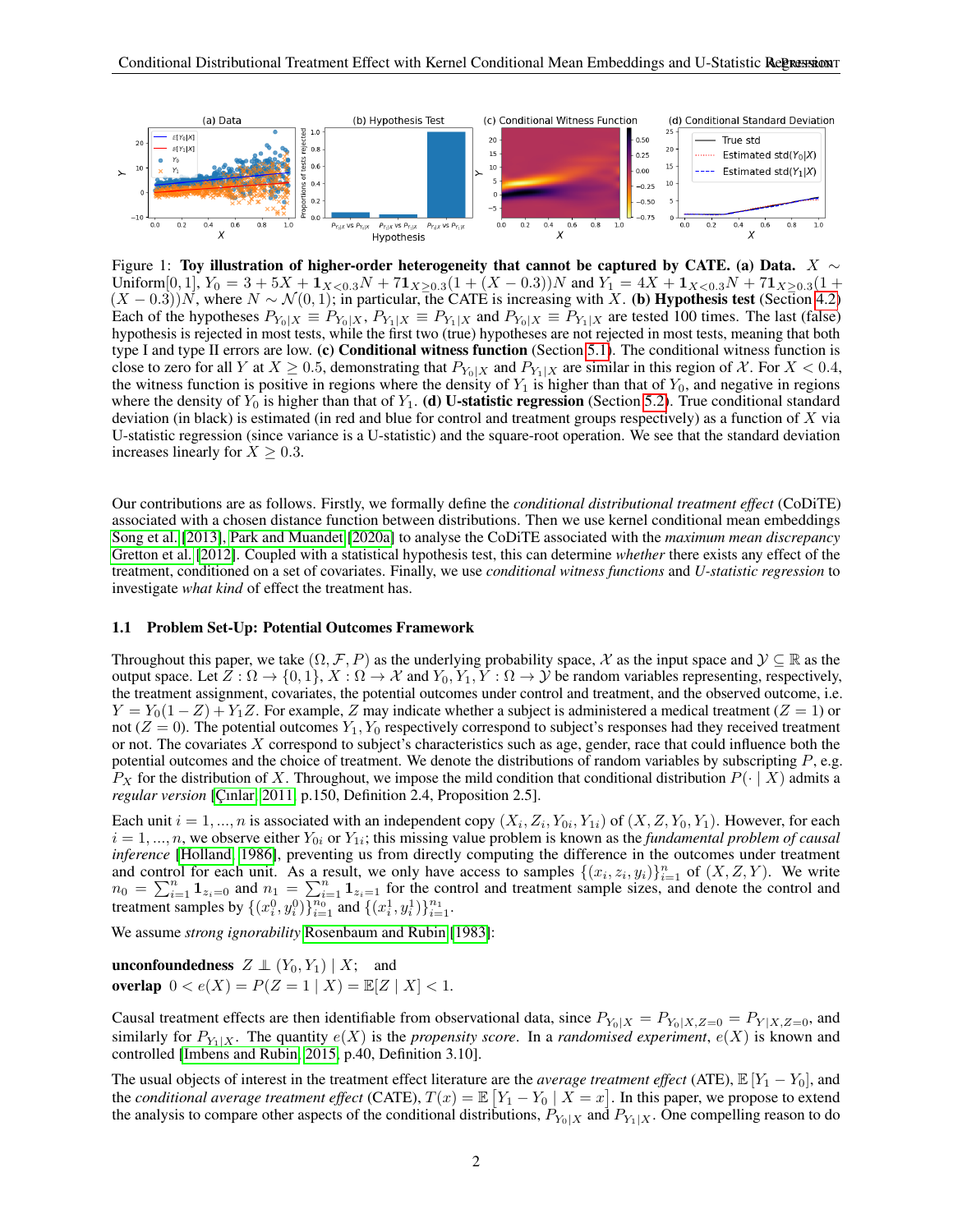Figure 1: **Toy illustration of higher-order heterogeneity that cannot be captured by CATE. (a) Data.** $X \sim$ Uniform$[0,1]$, $Y_0 = 3 + 5X + \mathbf{1}_{X<0.3}N + 7\mathbf{1}_{X\geq 0.3}(1 + (X-0.3))N$ and $Y_1 = 4X + \mathbf{1}_{X<0.3}N + 7\mathbf{1}_{X\geq 0.3}(1 + (X-0.3))N$, where $N \sim \mathcal{N}(0,1)$; in particular, the CATE is increasing with $X$. **(b) Hypothesis test** (Section 4.2) Each of the hypotheses $P_{Y_0|X} \equiv P_{Y_0|X}$, $P_{Y_1|X} \equiv P_{Y_1|X}$ and $P_{Y_0|X} \equiv P_{Y_1|X}$ are tested 100 times. The last (false) hypothesis is rejected in most tests, while the first two (true) hypotheses are not rejected in most tests, meaning that both type I and type II errors are low. **(c) Conditional witness function** (Section 5.1). The conditional witness function is close to zero for all $Y$ at $X \geq 0.5$, demonstrating that $P_{Y_0|X}$ and $P_{Y_1|X}$ are similar in this region of $\mathcal{X}$. For $X < 0.4$, the witness function is positive in regions where the density of $Y_1$ is higher than that of $Y_0$, and negative in regions where the density of $Y_0$ is higher than that of $Y_1$. **(d) U-statistic regression** (Section 5.2). True conditional standard deviation (in black) is estimated (in red and blue for control and treatment groups respectively) as a function of $X$ via U-statistic regression (since variance is a U-statistic) and the square-root operation. We see that the standard deviation increases linearly for $X \geq 0.3$.

Our contributions are as follows. Firstly, we formally define the *conditional distributional treatment effect* (CoDiTE) associated with a chosen distance function between distributions. Then we use kernel conditional mean embeddings Song et al. [2013], Park and Muandet [2020a] to analyse the CoDiTE associated with the *maximum mean discrepancy* Gretton et al. [2012]. Coupled with a statistical hypothesis test, this can determine *whether* there exists any effect of the treatment, conditioned on a set of covariates. Finally, we use *conditional witness functions* and *U-statistic regression* to investigate *what kind* of effect the treatment has.

### 1.1 Problem Set-Up: Potential Outcomes Framework

Throughout this paper, we take $(\Omega, \mathcal{F}, P)$ as the underlying probability space, $\mathcal{X}$ as the input space and $\mathcal{Y} \subseteq \mathbb{R}$ as the output space. Let $Z : \Omega \to \{0,1\}$, $X : \Omega \to \mathcal{X}$ and $Y_0, Y_1, Y : \Omega \to \mathcal{Y}$ be random variables representing, respectively, the treatment assignment, covariates, the potential outcomes under control and treatment, and the observed outcome, i.e. $Y = Y_0(1-Z) + Y_1 Z$. For example, $Z$ may indicate whether a subject is administered a medical treatment ($Z = 1$) or not ($Z = 0$). The potential outcomes $Y_1, Y_0$ respectively correspond to subject's responses had they received treatment or not. The covariates $X$ correspond to subject's characteristics such as age, gender, race that could influence both the potential outcomes and the choice of treatment. We denote the distributions of random variables by subscripting $P$, e.g. $P_X$ for the distribution of $X$. Throughout, we impose the mild condition that conditional distribution $P(\cdot \mid X)$ admits a *regular version* [Çinlar, 2011, p.150, Definition 2.4, Proposition 2.5].

Each unit $i = 1, ..., n$ is associated with an independent copy $(X_i, Z_i, Y_{0i}, Y_{1i})$ of $(X, Z, Y_0, Y_1)$. However, for each $i = 1, ..., n$, we observe either $Y_{0i}$ or $Y_{1i}$; this missing value problem is known as the *fundamental problem of causal inference* [Holland, 1986], preventing us from directly computing the difference in the outcomes under treatment and control for each unit. As a result, we only have access to samples $\{(x_i, z_i, y_i)\}_{i=1}^n$ of $(X, Z, Y)$. We write $n_0 = \sum_{i=1}^n \mathbf{1}_{z_i=0}$ and $n_1 = \sum_{i=1}^n \mathbf{1}_{z_i=1}$ for the control and treatment sample sizes, and denote the control and treatment samples by $\{(x_i^0, y_i^0)\}_{i=1}^{n_0}$ and $\{(x_i^1, y_i^1)\}_{i=1}^{n_1}$.

We assume *strong ignorability* Rosenbaum and Rubin [1983]:

**unconfoundedness** $Z \perp\!\!\!\perp (Y_0, Y_1) \mid X$; and
**overlap** $0 < e(X) = P(Z = 1 \mid X) = \mathbb{E}[Z \mid X] < 1$.

Causal treatment effects are then identifiable from observational data, since $P_{Y_0|X} = P_{Y_0|X,Z=0} = P_{Y|X,Z=0}$, and similarly for $P_{Y_1|X}$. The quantity $e(X)$ is the *propensity score*. In a *randomised experiment*, $e(X)$ is known and controlled [Imbens and Rubin, 2015, p.40, Definition 3.10].

The usual objects of interest in the treatment effect literature are the *average treatment effect* (ATE), $\mathbb{E}[Y_1 - Y_0]$, and the *conditional average treatment effect* (CATE), $T(x) = \mathbb{E}[Y_1 - Y_0 \mid X = x]$. In this paper, we propose to extend the analysis to compare other aspects of the conditional distributions, $P_{Y_0|X}$ and $P_{Y_1|X}$. One compelling reason to do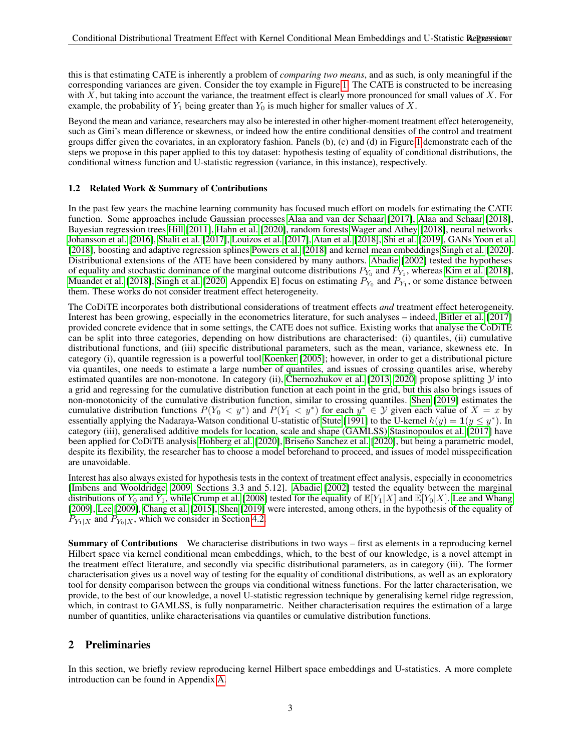this is that estimating CATE is inherently a problem of *comparing two means*, and as such, is only meaningful if the corresponding variances are given. Consider the toy example in Figure 1. The CATE is constructed to be increasing with $X$, but taking into account the variance, the treatment effect is clearly more pronounced for small values of $X$. For example, the probability of $Y_1$ being greater than $Y_0$ is much higher for smaller values of $X$.

Beyond the mean and variance, researchers may also be interested in other higher-moment treatment effect heterogeneity, such as Gini's mean difference or skewness, or indeed how the entire conditional densities of the control and treatment groups differ given the covariates, in an exploratory fashion. Panels (b), (c) and (d) in Figure 1 demonstrate each of the steps we propose in this paper applied to this toy dataset: hypothesis testing of equality of conditional distributions, the conditional witness function and U-statistic regression (variance, in this instance), respectively.

### 1.2 Related Work & Summary of Contributions

In the past few years the machine learning community has focused much effort on models for estimating the CATE function. Some approaches include Gaussian processes Alaa and van der Schaar [2017], Alaa and Schaar [2018], Bayesian regression trees Hill [2011], Hahn et al. [2020], random forests Wager and Athey [2018], neural networks Johansson et al. [2016], Shalit et al. [2017], Louizos et al. [2017], Atan et al. [2018], Shi et al. [2019], GANs Yoon et al. [2018], boosting and adaptive regression splines Powers et al. [2018] and kernel mean embeddings Singh et al. [2020]. Distributional extensions of the ATE have been considered by many authors. Abadie [2002] tested the hypotheses of equality and stochastic dominance of the marginal outcome distributions $P_{Y_0}$ and $P_{Y_1}$, whereas Kim et al. [2018], Muandet et al. [2018], Singh et al. [2020, Appendix E] focus on estimating $P_{Y_0}$ and $P_{Y_1}$, or some distance between them. These works do not consider treatment effect heterogeneity.

The CoDiTE incorporates both distributional considerations of treatment effects *and* treatment effect heterogeneity. Interest has been growing, especially in the econometrics literature, for such analyses – indeed, Bitler et al. [2017] provided concrete evidence that in some settings, the CATE does not suffice. Existing works that analyse the CoDiTE can be split into three categories, depending on how distributions are characterised: (i) quantiles, (ii) cumulative distributional functions, and (iii) specific distributional parameters, such as the mean, variance, skewness etc. In category (i), quantile regression is a powerful tool Koenker [2005]; however, in order to get a distributional picture via quantiles, one needs to estimate a large number of quantiles, and issues of crossing quantiles arise, whereby estimated quantiles are non-monotone. In category (ii), Chernozhukov et al. [2013, 2020] propose splitting $\mathcal{Y}$ into a grid and regressing for the cumulative distribution function at each point in the grid, but this also brings issues of non-monotonicity of the cumulative distribution function, similar to crossing quantiles. Shen [2019] estimates the cumulative distribution functions $P(Y_0 < y^*)$ and $P(Y_1 < y^*)$ for each $y^* \in \mathcal{Y}$ given each value of $X = x$ by essentially applying the Nadaraya-Watson conditional U-statistic of Stute [1991] to the U-kernel $h(y) = \mathbf{1}(y \leq y^*)$. In category (iii), generalised additive models for location, scale and shape (GAMLSS) Stasinopoulos et al. [2017] have been applied for CoDiTE analysis Hohberg et al. [2020], Briseño Sanchez et al. [2020], but being a parametric model, despite its flexibility, the researcher has to choose a model beforehand to proceed, and issues of model misspecification are unavoidable.

Interest has also always existed for hypothesis tests in the context of treatment effect analysis, especially in econometrics [Imbens and Wooldridge, 2009, Sections 3.3 and 5.12]. Abadie [2002] tested the equality between the marginal distributions of $Y_0$ and $Y_1$, while Crump et al. [2008] tested for the equality of $\mathbb{E}[Y_1|X]$ and $\mathbb{E}[Y_0|X]$. Lee and Whang [2009], Lee [2009], Chang et al. [2015], Shen [2019] were interested, among others, in the hypothesis of the equality of $P_{Y_1|X}$ and $P_{Y_0|X}$, which we consider in Section 4.2.

**Summary of Contributions** We characterise distributions in two ways – first as elements in a reproducing kernel Hilbert space via kernel conditional mean embeddings, which, to the best of our knowledge, is a novel attempt in the treatment effect literature, and secondly via specific distributional parameters, as in category (iii). The former characterisation gives us a novel way of testing for the equality of conditional distributions, as well as an exploratory tool for density comparison between the groups via conditional witness functions. For the latter characterisation, we provide, to the best of our knowledge, a novel U-statistic regression technique by generalising kernel ridge regression, which, in contrast to GAMLSS, is fully nonparametric. Neither characterisation requires the estimation of a large number of quantities, unlike characterisations via quantiles or cumulative distribution functions.

## 2 Preliminaries

In this section, we briefly review reproducing kernel Hilbert space embeddings and U-statistics. A more complete introduction can be found in Appendix A.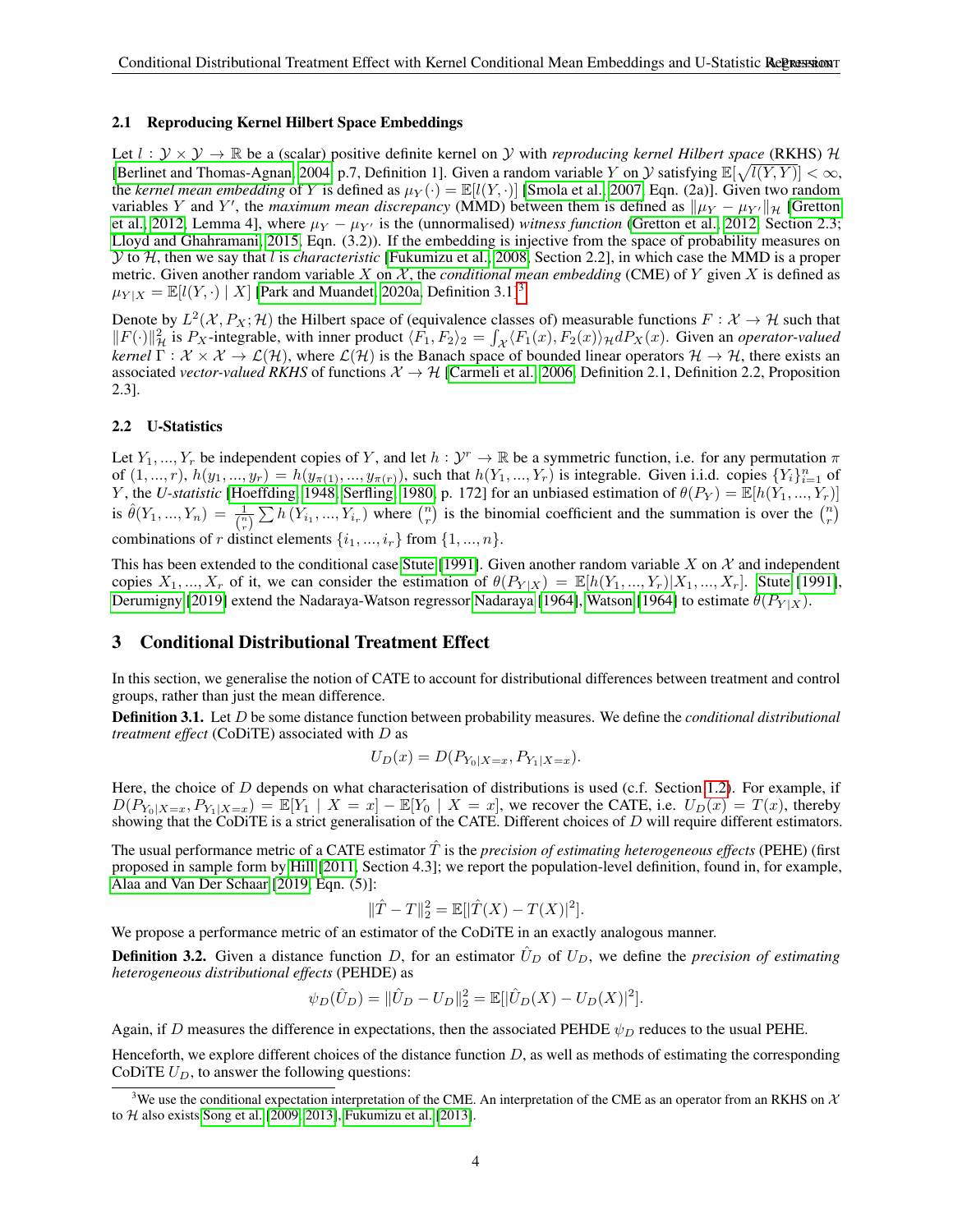### 2.1 Reproducing Kernel Hilbert Space Embeddings

Let $l : \mathcal{Y} \times \mathcal{Y} \to \mathbb{R}$ be a (scalar) positive definite kernel on $\mathcal{Y}$ with *reproducing kernel Hilbert space* (RKHS) $\mathcal{H}$ [Berlinet and Thomas-Agnan, 2004, p.7, Definition 1]. Given a random variable $Y$ on $\mathcal{Y}$ satisfying $\mathbb{E}[\sqrt{l(Y,Y)}] < \infty$, the *kernel mean embedding* of $Y$ is defined as $\mu_Y(\cdot) = \mathbb{E}[l(Y,\cdot)]$ [Smola et al., 2007, Eqn. (2a)]. Given two random variables $Y$ and $Y'$, the *maximum mean discrepancy* (MMD) between them is defined as $\|\mu_Y - \mu_{Y'}\|_{\mathcal{H}}$ [Gretton et al., 2012, Lemma 4], where $\mu_Y - \mu_{Y'}$ is the (unnormalised) *witness function* (Gretton et al., 2012, Section 2.3; Lloyd and Ghahramani, 2015, Eqn. (3.2)). If the embedding is injective from the space of probability measures on $\mathcal{Y}$ to $\mathcal{H}$, then we say that $l$ is *characteristic* [Fukumizu et al., 2008, Section 2.2], in which case the MMD is a proper metric. Given another random variable $X$ on $\mathcal{X}$, the *conditional mean embedding* (CME) of $Y$ given $X$ is defined as $\mu_{Y|X} = \mathbb{E}[l(Y,\cdot) \mid X]$ [Park and Muandet, 2020a, Definition 3.1][3].

Denote by $L^2(\mathcal{X}, P_X; \mathcal{H})$ the Hilbert space of (equivalence classes of) measurable functions $F : \mathcal{X} \to \mathcal{H}$ such that $\|F(\cdot)\|^2_{\mathcal{H}}$ is $P_X$-integrable, with inner product $\langle F_1, F_2 \rangle_2 = \int_{\mathcal{X}} \langle F_1(x), F_2(x) \rangle_{\mathcal{H}} dP_X(x)$. Given an *operator-valued kernel* $\Gamma : \mathcal{X} \times \mathcal{X} \to \mathcal{L}(\mathcal{H})$, where $\mathcal{L}(\mathcal{H})$ is the Banach space of bounded linear operators $\mathcal{H} \to \mathcal{H}$, there exists an associated *vector-valued RKHS* of functions $\mathcal{X} \to \mathcal{H}$ [Carmeli et al., 2006, Definition 2.1, Definition 2.2, Proposition 2.3].

### 2.2 U-Statistics

Let $Y_1, ..., Y_r$ be independent copies of $Y$, and let $h : \mathcal{Y}^r \to \mathbb{R}$ be a symmetric function, i.e. for any permutation $\pi$ of $(1, ..., r)$, $h(y_1, ..., y_r) = h(y_{\pi(1)}, ..., y_{\pi(r)})$, such that $h(Y_1, ..., Y_r)$ is integrable. Given i.i.d. copies $\{Y_i\}_{i=1}^n$ of $Y$, the *U-statistic* [Hoeffding, 1948, Serfling, 1980, p. 172] for an unbiased estimation of $\theta(P_Y) = \mathbb{E}[h(Y_1, ..., Y_r)]$ is $\hat{\theta}(Y_1, ..., Y_n) = \frac{1}{\binom{n}{r}} \sum h(Y_{i_1}, ..., Y_{i_r})$ where $\binom{n}{r}$ is the binomial coefficient and the summation is over the $\binom{n}{r}$ combinations of $r$ distinct elements $\{i_1, ..., i_r\}$ from $\{1, ..., n\}$.

This has been extended to the conditional case Stute [1991]. Given another random variable $X$ on $\mathcal{X}$ and independent copies $X_1, ..., X_r$ of it, we can consider the estimation of $\theta(P_{Y|X}) = \mathbb{E}[h(Y_1, ..., Y_r)|X_1, ..., X_r]$. Stute [1991], Derumigny [2019] extend the Nadaraya-Watson regressor Nadaraya [1964], Watson [1964] to estimate $\theta(P_{Y|X})$.

## 3 Conditional Distributional Treatment Effect

In this section, we generalise the notion of CATE to account for distributional differences between treatment and control groups, rather than just the mean difference.

**Definition 3.1.** Let $D$ be some distance function between probability measures. We define the *conditional distributional treatment effect* (CoDiTE) associated with $D$ as

$$U_D(x) = D(P_{Y_0|X=x}, P_{Y_1|X=x}).$$

Here, the choice of $D$ depends on what characterisation of distributions is used (c.f. Section 1.2). For example, if $D(P_{Y_0|X=x}, P_{Y_1|X=x}) = \mathbb{E}[Y_1 \mid X = x] - \mathbb{E}[Y_0 \mid X = x]$, we recover the CATE, i.e. $U_D(x) = T(x)$, thereby showing that the CoDiTE is a strict generalisation of the CATE. Different choices of $D$ will require different estimators.

The usual performance metric of a CATE estimator $\hat{T}$ is the *precision of estimating heterogeneous effects* (PEHE) (first proposed in sample form by Hill [2011, Section 4.3]; we report the population-level definition, found in, for example, Alaa and Van Der Schaar [2019, Eqn. (5)]:

$$\|\hat{T} - T\|_2^2 = \mathbb{E}[|\hat{T}(X) - T(X)|^2].$$

We propose a performance metric of an estimator of the CoDiTE in an exactly analogous manner.

**Definition 3.2.** Given a distance function $D$, for an estimator $\hat{U}_D$ of $U_D$, we define the *precision of estimating heterogeneous distributional effects* (PEHDE) as

$$\psi_D(\hat{U}_D) = \|\hat{U}_D - U_D\|_2^2 = \mathbb{E}[|\hat{U}_D(X) - U_D(X)|^2].$$

Again, if $D$ measures the difference in expectations, then the associated PEHDE $\psi_D$ reduces to the usual PEHE.

Henceforth, we explore different choices of the distance function $D$, as well as methods of estimating the corresponding CoDiTE $U_D$, to answer the following questions:

[3] We use the conditional expectation interpretation of the CME. An interpretation of the CME as an operator from an RKHS on $\mathcal{X}$ to $\mathcal{H}$ also exists Song et al. [2009, 2013], Fukumizu et al. [2013].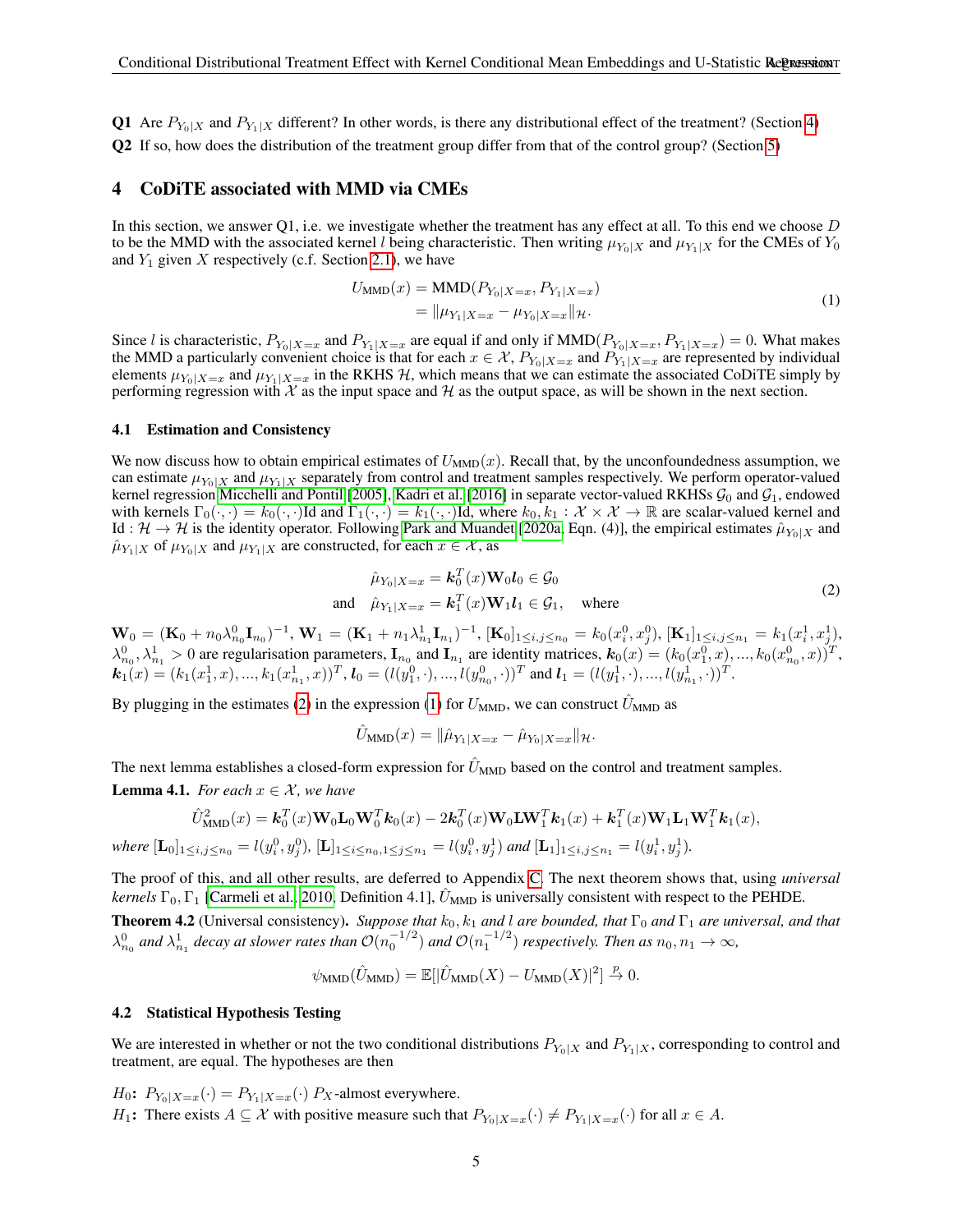**Q1** Are $P_{Y_0|X}$ and $P_{Y_1|X}$ different? In other words, is there any distributional effect of the treatment? (Section 4)

**Q2** If so, how does the distribution of the treatment group differ from that of the control group? (Section 5)

# 4 CoDiTE associated with MMD via CMEs

In this section, we answer Q1, i.e. we investigate whether the treatment has any effect at all. To this end we choose $D$ to be the MMD with the associated kernel $l$ being characteristic. Then writing $\mu_{Y_0|X}$ and $\mu_{Y_1|X}$ for the CMEs of $Y_0$ and $Y_1$ given $X$ respectively (c.f. Section 2.1), we have

$$
\begin{aligned}
U_{\text{MMD}}(x) &= \text{MMD}(P_{Y_0|X=x}, P_{Y_1|X=x}) \\
&= \|\mu_{Y_1|X=x} - \mu_{Y_0|X=x}\|_{\mathcal{H}}.
\end{aligned}
\tag{1}
$$

Since $l$ is characteristic, $P_{Y_0|X=x}$ and $P_{Y_1|X=x}$ are equal if and only if $\text{MMD}(P_{Y_0|X=x}, P_{Y_1|X=x}) = 0$. What makes the MMD a particularly convenient choice is that for each $x \in \mathcal{X}$, $P_{Y_0|X=x}$ and $P_{Y_1|X=x}$ are represented by individual elements $\mu_{Y_0|X=x}$ and $\mu_{Y_1|X=x}$ in the RKHS $\mathcal{H}$, which means that we can estimate the associated CoDiTE simply by performing regression with $\mathcal{X}$ as the input space and $\mathcal{H}$ as the output space, as will be shown in the next section.

## 4.1 Estimation and Consistency

We now discuss how to obtain empirical estimates of $U_{\text{MMD}}(x)$. Recall that, by the unconfoundedness assumption, we can estimate $\mu_{Y_0|X}$ and $\mu_{Y_1|X}$ separately from control and treatment samples respectively. We perform operator-valued kernel regression Micchelli and Pontil [2005], Kadri et al. [2016] in separate vector-valued RKHSs $\mathcal{G}_0$ and $\mathcal{G}_1$, endowed with kernels $\Gamma_0(\cdot,\cdot) = k_0(\cdot,\cdot)\text{Id}$ and $\Gamma_1(\cdot,\cdot) = k_1(\cdot,\cdot)\text{Id}$, where $k_0, k_1 : \mathcal{X} \times \mathcal{X} \to \mathbb{R}$ are scalar-valued kernel and $\text{Id} : \mathcal{H} \to \mathcal{H}$ is the identity operator. Following Park and Muandet [2020a, Eqn. (4)], the empirical estimates $\hat{\mu}_{Y_0|X}$ and $\hat{\mu}_{Y_1|X}$ of $\mu_{Y_0|X}$ and $\mu_{Y_1|X}$ are constructed, for each $x \in \mathcal{X}$, as

$$
\begin{aligned}
&\hat{\mu}_{Y_0|X=x} = \boldsymbol{k}_0^T(x)\mathbf{W}_0\boldsymbol{l}_0 \in \mathcal{G}_0 \\
\text{and} \quad &\hat{\mu}_{Y_1|X=x} = \boldsymbol{k}_1^T(x)\mathbf{W}_1\boldsymbol{l}_1 \in \mathcal{G}_1, \quad \text{where}
\end{aligned}
\tag{2}
$$

$\mathbf{W}_0 = (\mathbf{K}_0 + n_0\lambda^0_{n_0}\mathbf{I}_{n_0})^{-1}$, $\mathbf{W}_1 = (\mathbf{K}_1 + n_1\lambda^1_{n_1}\mathbf{I}_{n_1})^{-1}$, $[\mathbf{K}_0]_{1\leq i,j\leq n_0} = k_0(x^0_i, x^0_j)$, $[\mathbf{K}_1]_{1\leq i,j\leq n_1} = k_1(x^1_i, x^1_j)$, $\lambda^0_{n_0}, \lambda^1_{n_1} > 0$ are regularisation parameters, $\mathbf{I}_{n_0}$ and $\mathbf{I}_{n_1}$ are identity matrices, $\boldsymbol{k}_0(x) = (k_0(x^0_1, x), ..., k_0(x^0_{n_0}, x))^T$, $\boldsymbol{k}_1(x) = (k_1(x^1_1, x), ..., k_1(x^1_{n_1}, x))^T$, $\boldsymbol{l}_0 = (l(y^0_1, \cdot), ..., l(y^0_{n_0}, \cdot))^T$ and $\boldsymbol{l}_1 = (l(y^1_1, \cdot), ..., l(y^1_{n_1}, \cdot))^T$.

By plugging in the estimates (2) in the expression (1) for $U_{\text{MMD}}$, we can construct $\hat{U}_{\text{MMD}}$ as

$$
\hat{U}_{\text{MMD}}(x) = \|\hat{\mu}_{Y_1|X=x} - \hat{\mu}_{Y_0|X=x}\|_{\mathcal{H}}.
$$

The next lemma establishes a closed-form expression for $\hat{U}_{\text{MMD}}$ based on the control and treatment samples.

**Lemma 4.1.** *For each $x \in \mathcal{X}$, we have*

$$
\hat{U}^2_{\text{MMD}}(x) = \boldsymbol{k}_0^T(x)\mathbf{W}_0\mathbf{L}_0\mathbf{W}_0^T\boldsymbol{k}_0(x) - 2\boldsymbol{k}_0^T(x)\mathbf{W}_0\mathbf{L}\mathbf{W}_1^T\boldsymbol{k}_1(x) + \boldsymbol{k}_1^T(x)\mathbf{W}_1\mathbf{L}_1\mathbf{W}_1^T\boldsymbol{k}_1(x),
$$

*where $[\mathbf{L}_0]_{1\leq i,j\leq n_0} = l(y^0_i, y^0_j)$, $[\mathbf{L}]_{1\leq i\leq n_0, 1\leq j\leq n_1} = l(y^0_i, y^1_j)$ and $[\mathbf{L}_1]_{1\leq i,j\leq n_1} = l(y^1_i, y^1_j)$.*

The proof of this, and all other results, are deferred to Appendix C. The next theorem shows that, using *universal kernels* $\Gamma_0, \Gamma_1$ [Carmeli et al., 2010, Definition 4.1], $\hat{U}_{\text{MMD}}$ is universally consistent with respect to the PEHDE.

**Theorem 4.2** (Universal consistency)**.** *Suppose that $k_0, k_1$ and $l$ are bounded, that $\Gamma_0$ and $\Gamma_1$ are universal, and that $\lambda^0_{n_0}$ and $\lambda^1_{n_1}$ decay at slower rates than $\mathcal{O}(n_0^{-1/2})$ and $\mathcal{O}(n_1^{-1/2})$ respectively. Then as $n_0, n_1 \to \infty$,*

$$
\psi_{\text{MMD}}(\hat{U}_{\text{MMD}}) = \mathbb{E}[|\hat{U}_{\text{MMD}}(X) - U_{\text{MMD}}(X)|^2] \xrightarrow{p} 0.
$$

## 4.2 Statistical Hypothesis Testing

We are interested in whether or not the two conditional distributions $P_{Y_0|X}$ and $P_{Y_1|X}$, corresponding to control and treatment, are equal. The hypotheses are then

$H_0$**:** $P_{Y_0|X=x}(\cdot) = P_{Y_1|X=x}(\cdot)$ $P_X$-almost everywhere.

$H_1$**:** There exists $A \subseteq \mathcal{X}$ with positive measure such that $P_{Y_0|X=x}(\cdot) \neq P_{Y_1|X=x}(\cdot)$ for all $x \in A$.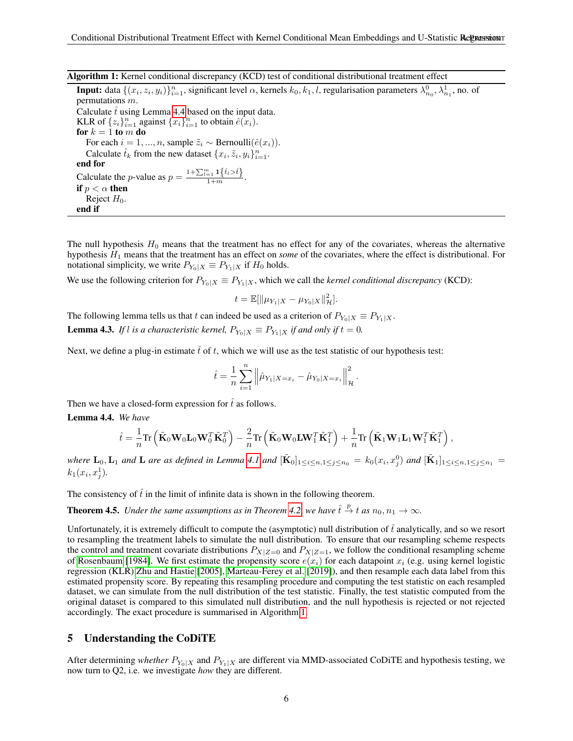**Algorithm 1:** Kernel conditional discrepancy (KCD) test of conditional distributional treatment effect

**Input:** data $\{(x_i, z_i, y_i)\}_{i=1}^n$, significant level $\alpha$, kernels $k_0, k_1, l$, regularisation parameters $\lambda_{n_0}^0, \lambda_{n_1}^1$, no. of permutations $m$.
Calculate $\hat{t}$ using Lemma 4.4 based on the input data.
KLR of $\{z_i\}_{i=1}^n$ against $\{x_i\}_{i=1}^n$ to obtain $\hat{e}(x_i)$.
**for** $k = 1$ **to** $m$ **do**
  For each $i = 1, ..., n$, sample $\tilde{z}_i \sim \text{Bernoulli}(\hat{e}(x_i))$.
  Calculate $\hat{t}_k$ from the new dataset $\{x_i, \tilde{z}_i, y_i\}_{i=1}^n$.
**end for**
Calculate the $p$-value as $p = \frac{1+\sum_{l=1}^m \mathbf{1}\{\hat{t}_l > \hat{t}\}}{1+m}$.
**if** $p < \alpha$ **then**
  Reject $H_0$.
**end if**

The null hypothesis $H_0$ means that the treatment has no effect for any of the covariates, whereas the alternative hypothesis $H_1$ means that the treatment has an effect on *some* of the covariates, where the effect is distributional. For notational simplicity, we write $P_{Y_0|X} \equiv P_{Y_1|X}$ if $H_0$ holds.

We use the following criterion for $P_{Y_0|X} \equiv P_{Y_1|X}$, which we call the *kernel conditional discrepancy* (KCD):

$$t = \mathbb{E}[\|\mu_{Y_1|X} - \mu_{Y_0|X}\|_{\mathcal{H}}^2].$$

The following lemma tells us that $t$ can indeed be used as a criterion of $P_{Y_0|X} \equiv P_{Y_1|X}$.

**Lemma 4.3.** *If $l$ is a characteristic kernel, $P_{Y_0|X} \equiv P_{Y_1|X}$ if and only if $t = 0$.*

Next, we define a plug-in estimate $\hat{t}$ of $t$, which we will use as the test statistic of our hypothesis test:

$$\hat{t} = \frac{1}{n}\sum_{i=1}^n \left\|\hat{\mu}_{Y_1|X=x_i} - \hat{\mu}_{Y_0|X=x_i}\right\|_{\mathcal{H}}^2.$$

Then we have a closed-form expression for $\hat{t}$ as follows.

**Lemma 4.4.** *We have*

$$\hat{t} = \frac{1}{n}\text{Tr}\left(\tilde{\mathbf{K}}_0\mathbf{W}_0\mathbf{L}_0\mathbf{W}_0^T\tilde{\mathbf{K}}_0^T\right) - \frac{2}{n}\text{Tr}\left(\tilde{\mathbf{K}}_0\mathbf{W}_0\mathbf{L}\mathbf{W}_1^T\tilde{\mathbf{K}}_1^T\right) + \frac{1}{n}\text{Tr}\left(\tilde{\mathbf{K}}_1\mathbf{W}_1\mathbf{L}_1\mathbf{W}_1^T\tilde{\mathbf{K}}_1^T\right),$$

*where $\mathbf{L}_0, \mathbf{L}_1$ and $\mathbf{L}$ are as defined in Lemma 4.1 and $[\tilde{\mathbf{K}}_0]_{1\leq i\leq n, 1\leq j\leq n_0} = k_0(x_i, x_j^0)$ and $[\tilde{\mathbf{K}}_1]_{1\leq i\leq n, 1\leq j\leq n_1} = k_1(x_i, x_j^1)$.*

The consistency of $\hat{t}$ in the limit of infinite data is shown in the following theorem.

**Theorem 4.5.** *Under the same assumptions as in Theorem 4.2, we have $\hat{t} \xrightarrow{p} t$ as $n_0, n_1 \to \infty$.*

Unfortunately, it is extremely difficult to compute the (asymptotic) null distribution of $\hat{t}$ analytically, and so we resort to resampling the treatment labels to simulate the null distribution. To ensure that our resampling scheme respects the control and treatment covariate distributions $P_{X|Z=0}$ and $P_{X|Z=1}$, we follow the conditional resampling scheme of Rosenbaum [1984]. We first estimate the propensity score $e(x_i)$ for each datapoint $x_i$ (e.g. using kernel logistic regression (KLR) Zhu and Hastie [2005], Marteau-Ferey et al. [2019]), and then resample each data label from this estimated propensity score. By repeating this resampling procedure and computing the test statistic on each resampled dataset, we can simulate from the null distribution of the test statistic. Finally, the test statistic computed from the original dataset is compared to this simulated null distribution, and the null hypothesis is rejected or not rejected accordingly. The exact procedure is summarised in Algorithm 1.

## 5 Understanding the CoDiTE

After determining *whether* $P_{Y_0|X}$ and $P_{Y_1|X}$ are different via MMD-associated CoDiTE and hypothesis testing, we now turn to Q2, i.e. we investigate *how* they are different.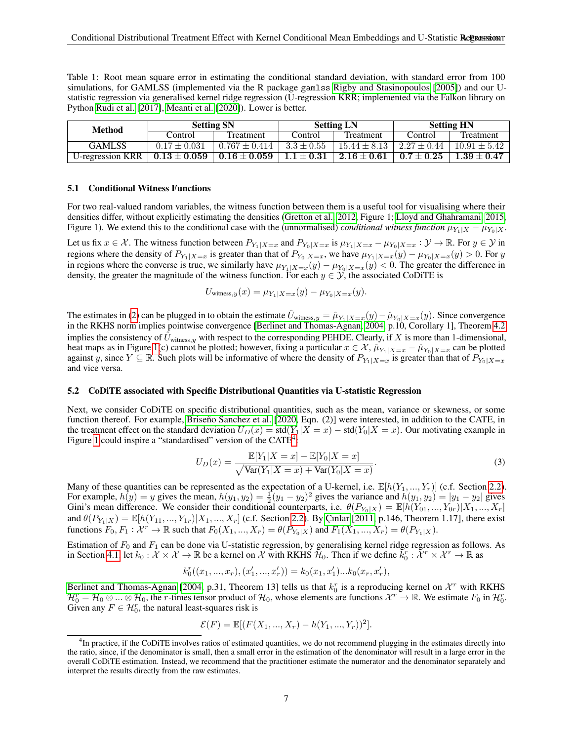Table 1: Root mean square error in estimating the conditional standard deviation, with standard error from 100 simulations, for GAMLSS (implemented via the R package `gamlss` Rigby and Stasinopoulos [2005]) and our U-statistic regression via generalised kernel ridge regression (U-regression KRR; implemented via the Falkon library on Python Rudi et al. [2017], Meanti et al. [2020]). Lower is better.

| Method | Setting SN | | Setting LN | | Setting HN | |
|---|---|---|---|---|---|---|
| | Control | Treatment | Control | Treatment | Control | Treatment |
| GAMLSS | $0.17 \pm 0.031$ | $0.767 \pm 0.414$ | $3.3 \pm 0.55$ | $15.44 \pm 8.13$ | $2.27 \pm 0.44$ | $10.91 \pm 5.42$ |
| U-regression KRR | $\mathbf{0.13 \pm 0.059}$ | $\mathbf{0.16 \pm 0.059}$ | $\mathbf{1.1 \pm 0.31}$ | $\mathbf{2.16 \pm 0.61}$ | $\mathbf{0.7 \pm 0.25}$ | $\mathbf{1.39 \pm 0.47}$ |

### 5.1 Conditional Witness Functions

For two real-valued random variables, the witness function between them is a useful tool for visualising where their densities differ, without explicitly estimating the densities (Gretton et al. [2012, Figure 1]; Lloyd and Ghahramani [2015, Figure 1]). We extend this to the conditional case with the (unnormalised) *conditional witness function* $\mu_{Y_1|X} - \mu_{Y_0|X}$.

Let us fix $x \in \mathcal{X}$. The witness function between $P_{Y_1|X=x}$ and $P_{Y_0|X=x}$ is $\mu_{Y_1|X=x} - \mu_{Y_0|X=x} : \mathcal{Y} \to \mathbb{R}$. For $y \in \mathcal{Y}$ in regions where the density of $P_{Y_1|X=x}$ is greater than that of $P_{Y_0|X=x}$, we have $\mu_{Y_1|X=x}(y) - \mu_{Y_0|X=x}(y) > 0$. For $y$ in regions where the converse is true, we similarly have $\mu_{Y_1|X=x}(y) - \mu_{Y_0|X=x}(y) < 0$. The greater the difference in density, the greater the magnitude of the witness function. For each $y \in \mathcal{Y}$, the associated CoDiTE is

$$U_{\text{witness},y}(x) = \mu_{Y_1|X=x}(y) - \mu_{Y_0|X=x}(y).$$

The estimates in (2) can be plugged in to obtain the estimate $\hat{U}_{\text{witness},y} = \hat{\mu}_{Y_1|X=x}(y) - \hat{\mu}_{Y_0|X=x}(y)$. Since convergence in the RKHS norm implies pointwise convergence [Berlinet and Thomas-Agnan, 2004, p.10, Corollary 1], Theorem 4.2 implies the consistency of $\hat{U}_{\text{witness},y}$ with respect to the corresponding PEHDE. Clearly, if $X$ is more than 1-dimensional, heat maps as in Figure 1(c) cannot be plotted; however, fixing a particular $x \in \mathcal{X}$, $\hat{\mu}_{Y_1|X=x} - \hat{\mu}_{Y_0|X=x}$ can be plotted against $y$, since $Y \subseteq \mathbb{R}$. Such plots will be informative of where the density of $P_{Y_1|X=x}$ is greater than that of $P_{Y_0|X=x}$ and vice versa.

### 5.2 CoDiTE associated with Specific Distributional Quantities via U-statistic Regression

Next, we consider CoDiTE on specific distributional quantities, such as the mean, variance or skewness, or some function thereof. For example, Briseño Sanchez et al. [2020, Eqn. (2)] were interested, in addition to the CATE, in the treatment effect on the standard deviation $U_D(x) = \text{std}(Y_1|X = x) - \text{std}(Y_0|X = x)$. Our motivating example in Figure 1 could inspire a "standardised" version of the CATE[4]:

$$U_D(x) = \frac{\mathbb{E}[Y_1|X = x] - \mathbb{E}[Y_0|X = x]}{\sqrt{\text{Var}(Y_1|X = x) + \text{Var}(Y_0|X = x)}}. \tag{3}$$

Many of these quantities can be represented as the expectation of a U-kernel, i.e. $\mathbb{E}[h(Y_1, ..., Y_r)]$ (c.f. Section 2.2). For example, $h(y) = y$ gives the mean, $h(y_1, y_2) = \frac{1}{2}(y_1 - y_2)^2$ gives the variance and $h(y_1, y_2) = |y_1 - y_2|$ gives Gini's mean difference. We consider their conditional counterparts, i.e. $\theta(P_{Y_0|X}) = \mathbb{E}[h(Y_{01}, ..., Y_{0r})|X_1, ..., X_r]$ and $\theta(P_{Y_1|X}) = \mathbb{E}[h(Y_{11}, ..., Y_{1r})|X_1, ..., X_r]$ (c.f. Section 2.2). By Çınlar [2011, p.146, Theorem 1.17], there exist functions $F_0, F_1 : \mathcal{X}^r \to \mathbb{R}$ such that $F_0(X_1, ..., X_r) = \theta(P_{Y_0|X})$ and $F_1(X_1, ..., X_r) = \theta(P_{Y_1|X})$.

Estimation of $F_0$ and $F_1$ can be done via U-statistic regression, by generalising kernel ridge regression as follows. As in Section 4.1, let $k_0 : \mathcal{X} \times \mathcal{X} \to \mathbb{R}$ be a kernel on $\mathcal{X}$ with RKHS $\mathcal{H}_0$. Then if we define $k_0^r : \mathcal{X}^r \times \mathcal{X}^r \to \mathbb{R}$ as

$$k_0^r((x_1, ..., x_r), (x'_1, ..., x'_r)) = k_0(x_1, x'_1)...k_0(x_r, x'_r),$$

Berlinet and Thomas-Agnan [2004, p.31, Theorem 13] tells us that $k_0^r$ is a reproducing kernel on $\mathcal{X}^r$ with RKHS $\mathcal{H}_0^r = \mathcal{H}_0 \otimes ... \otimes \mathcal{H}_0$, the $r$-times tensor product of $\mathcal{H}_0$, whose elements are functions $\mathcal{X}^r \to \mathbb{R}$. We estimate $F_0$ in $\mathcal{H}_0^r$. Given any $F \in \mathcal{H}_0^r$, the natural least-squares risk is

$$\mathcal{E}(F) = \mathbb{E}[(F(X_1, ..., X_r) - h(Y_1, ..., Y_r))^2].$$

[4] In practice, if the CoDiTE involves ratios of estimated quantities, we do not recommend plugging in the estimates directly into the ratio, since, if the denominator is small, then a small error in the estimation of the denominator will result in a large error in the overall CoDiTE estimation. Instead, we recommend that the practitioner estimate the numerator and the denominator separately and interpret the results directly from the raw estimates.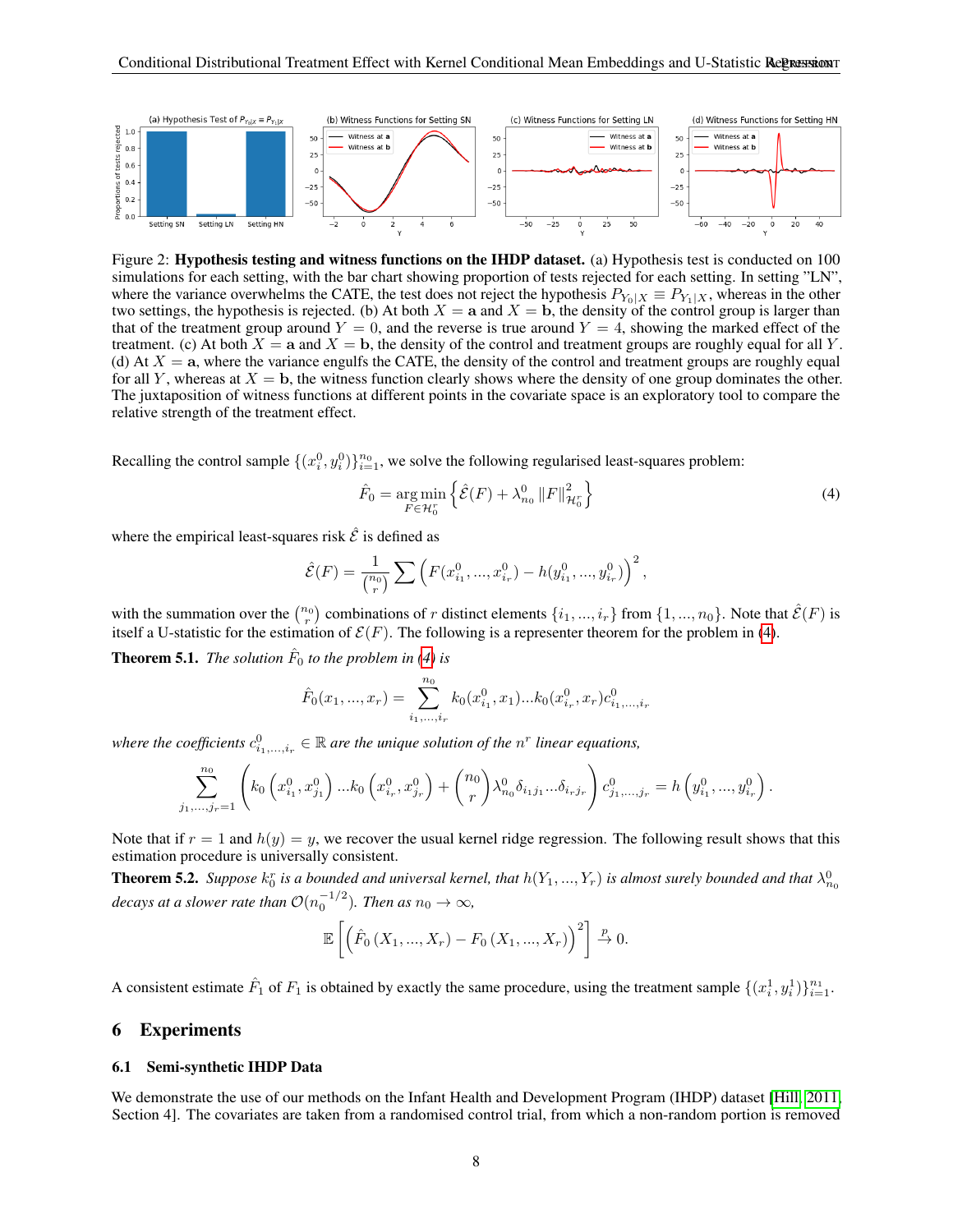Figure 2: **Hypothesis testing and witness functions on the IHDP dataset.** (a) Hypothesis test is conducted on 100 simulations for each setting, with the bar chart showing proportion of tests rejected for each setting. In setting "LN", where the variance overwhelms the CATE, the test does not reject the hypothesis $P_{Y_0|X} \equiv P_{Y_1|X}$, whereas in the other two settings, the hypothesis is rejected. (b) At both $X = \mathbf{a}$ and $X = \mathbf{b}$, the density of the control group is larger than that of the treatment group around $Y = 0$, and the reverse is true around $Y = 4$, showing the marked effect of the treatment. (c) At both $X = \mathbf{a}$ and $X = \mathbf{b}$, the density of the control and treatment groups are roughly equal for all $Y$. (d) At $X = \mathbf{a}$, where the variance engulfs the CATE, the density of the control and treatment groups are roughly equal for all $Y$, whereas at $X = \mathbf{b}$, the witness function clearly shows where the density of one group dominates the other. The juxtaposition of witness functions at different points in the covariate space is an exploratory tool to compare the relative strength of the treatment effect.

Recalling the control sample $\{(x_i^0, y_i^0)\}_{i=1}^{n_0}$, we solve the following regularised least-squares problem:

$$\hat{F}_0 = \underset{F \in \mathcal{H}_0^r}{\arg\min} \left\{ \hat{\mathcal{E}}(F) + \lambda_{n_0}^0 \|F\|_{\mathcal{H}_0^r}^2 \right\} \tag{4}$$

where the empirical least-squares risk $\hat{\mathcal{E}}$ is defined as

$$\hat{\mathcal{E}}(F) = \frac{1}{\binom{n_0}{r}} \sum \left( F(x_{i_1}^0, ..., x_{i_r}^0) - h(y_{i_1}^0, ..., y_{i_r}^0) \right)^2,$$

with the summation over the $\binom{n_0}{r}$ combinations of $r$ distinct elements $\{i_1, ..., i_r\}$ from $\{1, ..., n_0\}$. Note that $\hat{\mathcal{E}}(F)$ is itself a U-statistic for the estimation of $\mathcal{E}(F)$. The following is a representer theorem for the problem in (4).

**Theorem 5.1.** *The solution $\hat{F}_0$ to the problem in (4) is*

$$\hat{F}_0(x_1, ..., x_r) = \sum_{i_1, ..., i_r}^{n_0} k_0(x_{i_1}^0, x_1) ... k_0(x_{i_r}^0, x_r) c_{i_1, ..., i_r}^0$$

*where the coefficients $c_{i_1, ..., i_r}^0 \in \mathbb{R}$ are the unique solution of the $n^r$ linear equations,*

$$\sum_{j_1, ..., j_r = 1}^{n_0} \left( k_0\left(x_{i_1}^0, x_{j_1}^0\right) ... k_0\left(x_{i_r}^0, x_{j_r}^0\right) + \binom{n_0}{r} \lambda_{n_0}^0 \delta_{i_1 j_1} ... \delta_{i_r j_r} \right) c_{j_1, ..., j_r}^0 = h\left(y_{i_1}^0, ..., y_{i_r}^0\right).$$

Note that if $r = 1$ and $h(y) = y$, we recover the usual kernel ridge regression. The following result shows that this estimation procedure is universally consistent.

**Theorem 5.2.** *Suppose $k_0^r$ is a bounded and universal kernel, that $h(Y_1, ..., Y_r)$ is almost surely bounded and that $\lambda_{n_0}^0$ decays at a slower rate than $\mathcal{O}(n_0^{-1/2})$. Then as $n_0 \to \infty$,*

$$\mathbb{E}\left[ \left( \hat{F}_0\left(X_1, ..., X_r\right) - F_0\left(X_1, ..., X_r\right) \right)^2 \right] \xrightarrow{p} 0.$$

A consistent estimate $\hat{F}_1$ of $F_1$ is obtained by exactly the same procedure, using the treatment sample $\{(x_i^1, y_i^1)\}_{i=1}^{n_1}$.

# 6 Experiments

## 6.1 Semi-synthetic IHDP Data

We demonstrate the use of our methods on the Infant Health and Development Program (IHDP) dataset [Hill, 2011, Section 4]. The covariates are taken from a randomised control trial, from which a non-random portion is removed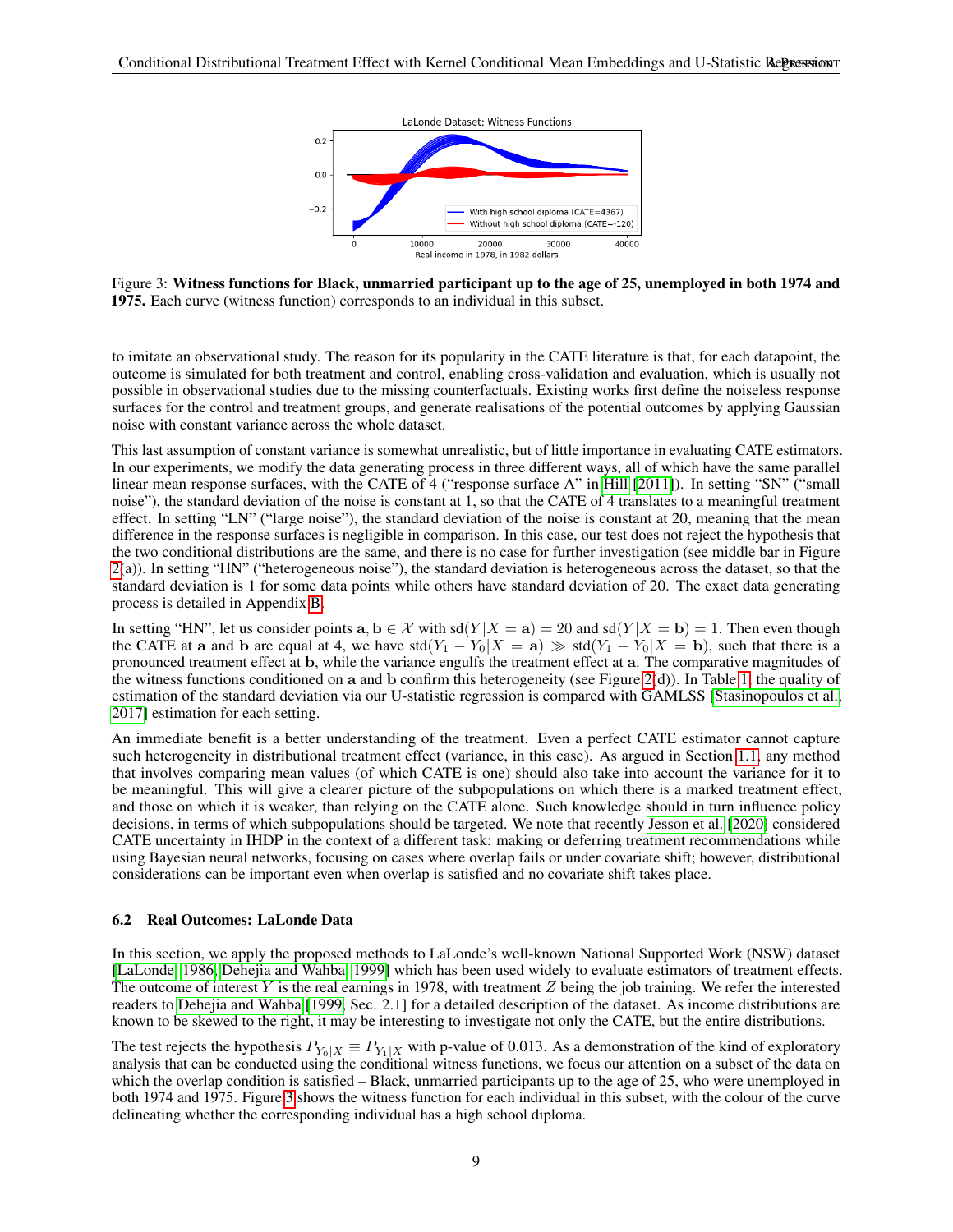Figure 3: **Witness functions for Black, unmarried participant up to the age of 25, unemployed in both 1974 and 1975.** Each curve (witness function) corresponds to an individual in this subset.

to imitate an observational study. The reason for its popularity in the CATE literature is that, for each datapoint, the outcome is simulated for both treatment and control, enabling cross-validation and evaluation, which is usually not possible in observational studies due to the missing counterfactuals. Existing works first define the noiseless response surfaces for the control and treatment groups, and generate realisations of the potential outcomes by applying Gaussian noise with constant variance across the whole dataset.

This last assumption of constant variance is somewhat unrealistic, but of little importance in evaluating CATE estimators. In our experiments, we modify the data generating process in three different ways, all of which have the same parallel linear mean response surfaces, with the CATE of 4 ("response surface A" in Hill [2011]). In setting "SN" ("small noise"), the standard deviation of the noise is constant at 1, so that the CATE of 4 translates to a meaningful treatment effect. In setting "LN" ("large noise"), the standard deviation of the noise is constant at 20, meaning that the mean difference in the response surfaces is negligible in comparison. In this case, our test does not reject the hypothesis that the two conditional distributions are the same, and there is no case for further investigation (see middle bar in Figure 2(a)). In setting "HN" ("heterogeneous noise"), the standard deviation is heterogeneous across the dataset, so that the standard deviation is 1 for some data points while others have standard deviation of 20. The exact data generating process is detailed in Appendix B.

In setting "HN", let us consider points $\mathbf{a}, \mathbf{b} \in \mathcal{X}$ with $\mathrm{sd}(Y|X = \mathbf{a}) = 20$ and $\mathrm{sd}(Y|X = \mathbf{b}) = 1$. Then even though the CATE at $\mathbf{a}$ and $\mathbf{b}$ are equal at 4, we have $\mathrm{std}(Y_1 - Y_0|X = \mathbf{a}) \gg \mathrm{std}(Y_1 - Y_0|X = \mathbf{b})$, such that there is a pronounced treatment effect at $\mathbf{b}$, while the variance engulfs the treatment effect at $\mathbf{a}$. The comparative magnitudes of the witness functions conditioned on $\mathbf{a}$ and $\mathbf{b}$ confirm this heterogeneity (see Figure 2(d)). In Table 1, the quality of estimation of the standard deviation via our U-statistic regression is compared with GAMLSS [Stasinopoulos et al., 2017] estimation for each setting.

An immediate benefit is a better understanding of the treatment. Even a perfect CATE estimator cannot capture such heterogeneity in distributional treatment effect (variance, in this case). As argued in Section 1.1, any method that involves comparing mean values (of which CATE is one) should also take into account the variance for it to be meaningful. This will give a clearer picture of the subpopulations on which there is a marked treatment effect, and those on which it is weaker, than relying on the CATE alone. Such knowledge should in turn influence policy decisions, in terms of which subpopulations should be targeted. We note that recently Jesson et al. [2020] considered CATE uncertainty in IHDP in the context of a different task: making or deferring treatment recommendations while using Bayesian neural networks, focusing on cases where overlap fails or under covariate shift; however, distributional considerations can be important even when overlap is satisfied and no covariate shift takes place.

### 6.2 Real Outcomes: LaLonde Data

In this section, we apply the proposed methods to LaLonde's well-known National Supported Work (NSW) dataset [LaLonde, 1986, Dehejia and Wahba, 1999] which has been used widely to evaluate estimators of treatment effects. The outcome of interest $Y$ is the real earnings in 1978, with treatment $Z$ being the job training. We refer the interested readers to Dehejia and Wahba [1999, Sec. 2.1] for a detailed description of the dataset. As income distributions are known to be skewed to the right, it may be interesting to investigate not only the CATE, but the entire distributions.

The test rejects the hypothesis $P_{Y_0|X} \equiv P_{Y_1|X}$ with p-value of 0.013. As a demonstration of the kind of exploratory analysis that can be conducted using the conditional witness functions, we focus our attention on a subset of the data on which the overlap condition is satisfied – Black, unmarried participants up to the age of 25, who were unemployed in both 1974 and 1975. Figure 3 shows the witness function for each individual in this subset, with the colour of the curve delineating whether the corresponding individual has a high school diploma.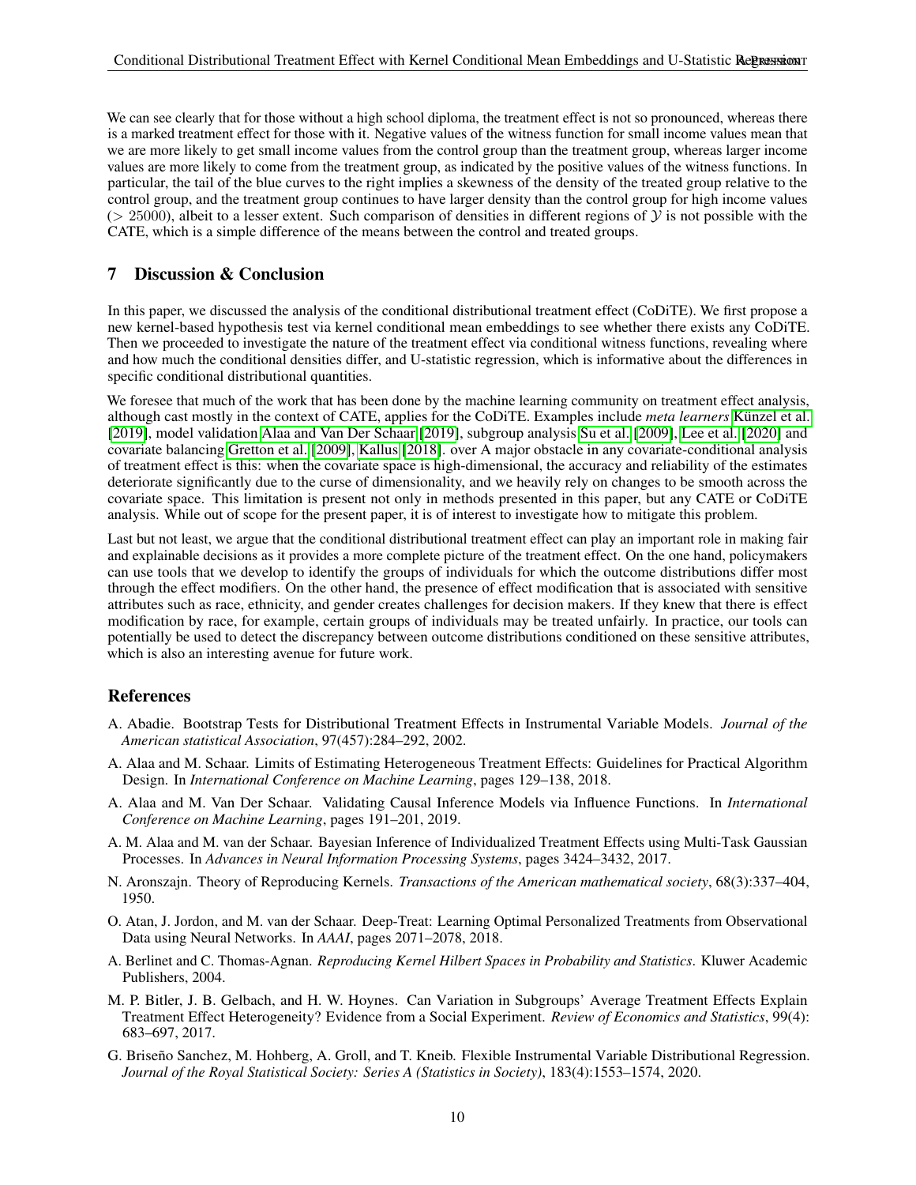We can see clearly that for those without a high school diploma, the treatment effect is not so pronounced, whereas there is a marked treatment effect for those with it. Negative values of the witness function for small income values mean that we are more likely to get small income values from the control group than the treatment group, whereas larger income values are more likely to come from the treatment group, as indicated by the positive values of the witness functions. In particular, the tail of the blue curves to the right implies a skewness of the density of the treated group relative to the control group, and the treatment group continues to have larger density than the control group for high income values ($> 25000$), albeit to a lesser extent. Such comparison of densities in different regions of $\mathcal{Y}$ is not possible with the CATE, which is a simple difference of the means between the control and treated groups.

## 7 Discussion & Conclusion

In this paper, we discussed the analysis of the conditional distributional treatment effect (CoDiTE). We first propose a new kernel-based hypothesis test via kernel conditional mean embeddings to see whether there exists any CoDiTE. Then we proceeded to investigate the nature of the treatment effect via conditional witness functions, revealing where and how much the conditional densities differ, and U-statistic regression, which is informative about the differences in specific conditional distributional quantities.

We foresee that much of the work that has been done by the machine learning community on treatment effect analysis, although cast mostly in the context of CATE, applies for the CoDiTE. Examples include *meta learners* Künzel et al. [2019], model validation Alaa and Van Der Schaar [2019], subgroup analysis Su et al. [2009], Lee et al. [2020] and covariate balancing Gretton et al. [2009], Kallus [2018]. over A major obstacle in any covariate-conditional analysis of treatment effect is this: when the covariate space is high-dimensional, the accuracy and reliability of the estimates deteriorate significantly due to the curse of dimensionality, and we heavily rely on changes to be smooth across the covariate space. This limitation is present not only in methods presented in this paper, but any CATE or CoDiTE analysis. While out of scope for the present paper, it is of interest to investigate how to mitigate this problem.

Last but not least, we argue that the conditional distributional treatment effect can play an important role in making fair and explainable decisions as it provides a more complete picture of the treatment effect. On the one hand, policymakers can use tools that we develop to identify the groups of individuals for which the outcome distributions differ most through the effect modifiers. On the other hand, the presence of effect modification that is associated with sensitive attributes such as race, ethnicity, and gender creates challenges for decision makers. If they knew that there is effect modification by race, for example, certain groups of individuals may be treated unfairly. In practice, our tools can potentially be used to detect the discrepancy between outcome distributions conditioned on these sensitive attributes, which is also an interesting avenue for future work.

## References

A. Abadie. Bootstrap Tests for Distributional Treatment Effects in Instrumental Variable Models. *Journal of the American statistical Association*, 97(457):284–292, 2002.

A. Alaa and M. Schaar. Limits of Estimating Heterogeneous Treatment Effects: Guidelines for Practical Algorithm Design. In *International Conference on Machine Learning*, pages 129–138, 2018.

A. Alaa and M. Van Der Schaar. Validating Causal Inference Models via Influence Functions. In *International Conference on Machine Learning*, pages 191–201, 2019.

A. M. Alaa and M. van der Schaar. Bayesian Inference of Individualized Treatment Effects using Multi-Task Gaussian Processes. In *Advances in Neural Information Processing Systems*, pages 3424–3432, 2017.

N. Aronszajn. Theory of Reproducing Kernels. *Transactions of the American mathematical society*, 68(3):337–404, 1950.

O. Atan, J. Jordon, and M. van der Schaar. Deep-Treat: Learning Optimal Personalized Treatments from Observational Data using Neural Networks. In *AAAI*, pages 2071–2078, 2018.

A. Berlinet and C. Thomas-Agnan. *Reproducing Kernel Hilbert Spaces in Probability and Statistics*. Kluwer Academic Publishers, 2004.

M. P. Bitler, J. B. Gelbach, and H. W. Hoynes. Can Variation in Subgroups' Average Treatment Effects Explain Treatment Effect Heterogeneity? Evidence from a Social Experiment. *Review of Economics and Statistics*, 99(4): 683–697, 2017.

G. Briseño Sanchez, M. Hohberg, A. Groll, and T. Kneib. Flexible Instrumental Variable Distributional Regression. *Journal of the Royal Statistical Society: Series A (Statistics in Society)*, 183(4):1553–1574, 2020.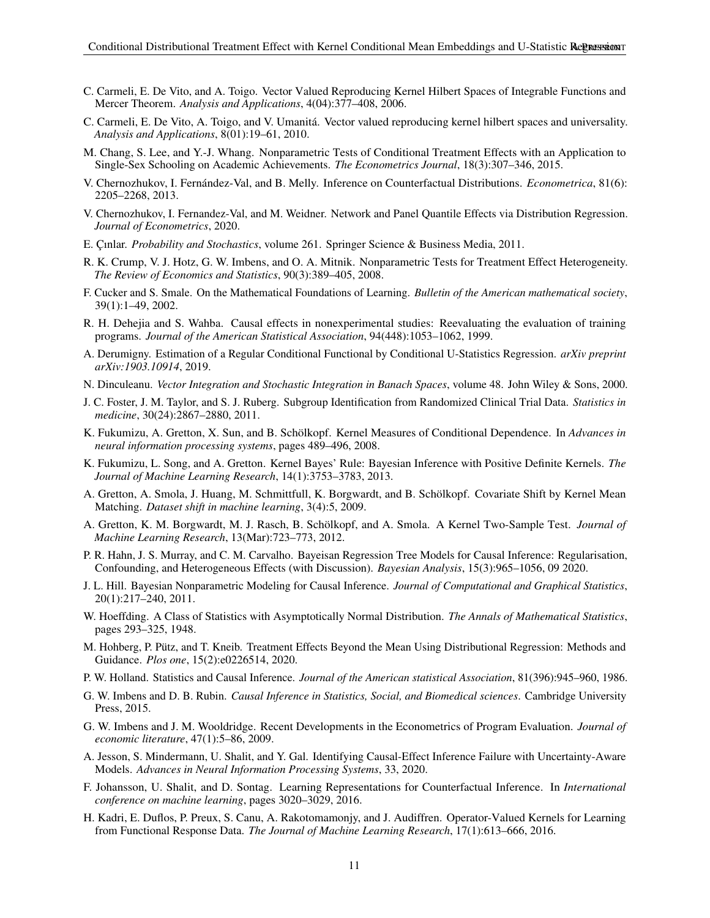C. Carmeli, E. De Vito, and A. Toigo. Vector Valued Reproducing Kernel Hilbert Spaces of Integrable Functions and Mercer Theorem. *Analysis and Applications*, 4(04):377–408, 2006.

C. Carmeli, E. De Vito, A. Toigo, and V. Umanitá. Vector valued reproducing kernel hilbert spaces and universality. *Analysis and Applications*, 8(01):19–61, 2010.

M. Chang, S. Lee, and Y.-J. Whang. Nonparametric Tests of Conditional Treatment Effects with an Application to Single-Sex Schooling on Academic Achievements. *The Econometrics Journal*, 18(3):307–346, 2015.

V. Chernozhukov, I. Fernández-Val, and B. Melly. Inference on Counterfactual Distributions. *Econometrica*, 81(6): 2205–2268, 2013.

V. Chernozhukov, I. Fernandez-Val, and M. Weidner. Network and Panel Quantile Effects via Distribution Regression. *Journal of Econometrics*, 2020.

E. Çınlar. *Probability and Stochastics*, volume 261. Springer Science & Business Media, 2011.

R. K. Crump, V. J. Hotz, G. W. Imbens, and O. A. Mitnik. Nonparametric Tests for Treatment Effect Heterogeneity. *The Review of Economics and Statistics*, 90(3):389–405, 2008.

F. Cucker and S. Smale. On the Mathematical Foundations of Learning. *Bulletin of the American mathematical society*, 39(1):1–49, 2002.

R. H. Dehejia and S. Wahba. Causal effects in nonexperimental studies: Reevaluating the evaluation of training programs. *Journal of the American Statistical Association*, 94(448):1053–1062, 1999.

A. Derumigny. Estimation of a Regular Conditional Functional by Conditional U-Statistics Regression. *arXiv preprint arXiv:1903.10914*, 2019.

N. Dinculeanu. *Vector Integration and Stochastic Integration in Banach Spaces*, volume 48. John Wiley & Sons, 2000.

J. C. Foster, J. M. Taylor, and S. J. Ruberg. Subgroup Identification from Randomized Clinical Trial Data. *Statistics in medicine*, 30(24):2867–2880, 2011.

K. Fukumizu, A. Gretton, X. Sun, and B. Schölkopf. Kernel Measures of Conditional Dependence. In *Advances in neural information processing systems*, pages 489–496, 2008.

K. Fukumizu, L. Song, and A. Gretton. Kernel Bayes' Rule: Bayesian Inference with Positive Definite Kernels. *The Journal of Machine Learning Research*, 14(1):3753–3783, 2013.

A. Gretton, A. Smola, J. Huang, M. Schmittfull, K. Borgwardt, and B. Schölkopf. Covariate Shift by Kernel Mean Matching. *Dataset shift in machine learning*, 3(4):5, 2009.

A. Gretton, K. M. Borgwardt, M. J. Rasch, B. Schölkopf, and A. Smola. A Kernel Two-Sample Test. *Journal of Machine Learning Research*, 13(Mar):723–773, 2012.

P. R. Hahn, J. S. Murray, and C. M. Carvalho. Bayeisan Regression Tree Models for Causal Inference: Regularisation, Confounding, and Heterogeneous Effects (with Discussion). *Bayesian Analysis*, 15(3):965–1056, 09 2020.

J. L. Hill. Bayesian Nonparametric Modeling for Causal Inference. *Journal of Computational and Graphical Statistics*, 20(1):217–240, 2011.

W. Hoeffding. A Class of Statistics with Asymptotically Normal Distribution. *The Annals of Mathematical Statistics*, pages 293–325, 1948.

M. Hohberg, P. Pütz, and T. Kneib. Treatment Effects Beyond the Mean Using Distributional Regression: Methods and Guidance. *Plos one*, 15(2):e0226514, 2020.

P. W. Holland. Statistics and Causal Inference. *Journal of the American statistical Association*, 81(396):945–960, 1986.

G. W. Imbens and D. B. Rubin. *Causal Inference in Statistics, Social, and Biomedical sciences*. Cambridge University Press, 2015.

G. W. Imbens and J. M. Wooldridge. Recent Developments in the Econometrics of Program Evaluation. *Journal of economic literature*, 47(1):5–86, 2009.

A. Jesson, S. Mindermann, U. Shalit, and Y. Gal. Identifying Causal-Effect Inference Failure with Uncertainty-Aware Models. *Advances in Neural Information Processing Systems*, 33, 2020.

F. Johansson, U. Shalit, and D. Sontag. Learning Representations for Counterfactual Inference. In *International conference on machine learning*, pages 3020–3029, 2016.

H. Kadri, E. Duflos, P. Preux, S. Canu, A. Rakotomamonjy, and J. Audiffren. Operator-Valued Kernels for Learning from Functional Response Data. *The Journal of Machine Learning Research*, 17(1):613–666, 2016.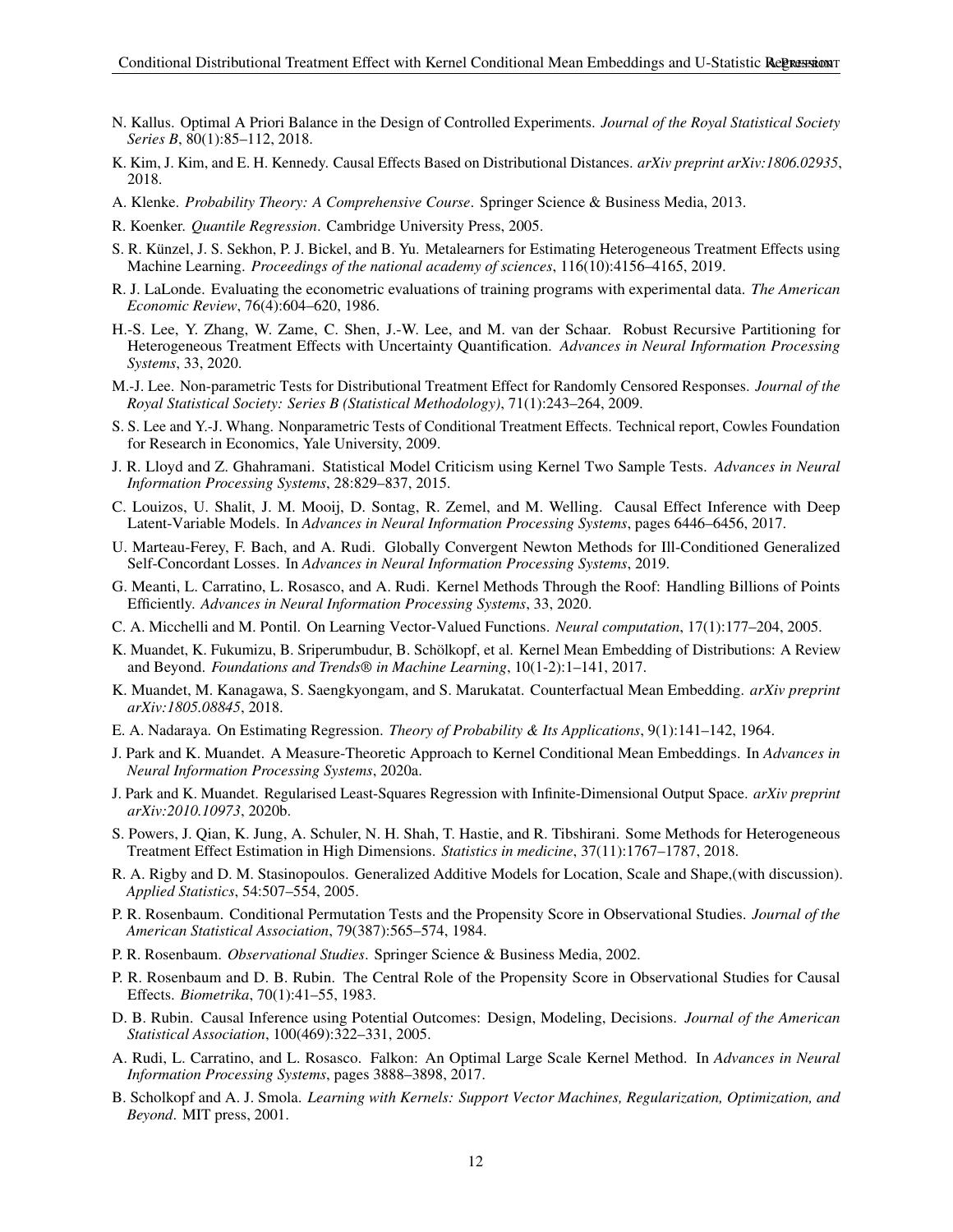N. Kallus. Optimal A Priori Balance in the Design of Controlled Experiments. *Journal of the Royal Statistical Society Series B*, 80(1):85–112, 2018.

K. Kim, J. Kim, and E. H. Kennedy. Causal Effects Based on Distributional Distances. *arXiv preprint arXiv:1806.02935*, 2018.

A. Klenke. *Probability Theory: A Comprehensive Course*. Springer Science & Business Media, 2013.

R. Koenker. *Quantile Regression*. Cambridge University Press, 2005.

S. R. Künzel, J. S. Sekhon, P. J. Bickel, and B. Yu. Metalearners for Estimating Heterogeneous Treatment Effects using Machine Learning. *Proceedings of the national academy of sciences*, 116(10):4156–4165, 2019.

R. J. LaLonde. Evaluating the econometric evaluations of training programs with experimental data. *The American Economic Review*, 76(4):604–620, 1986.

H.-S. Lee, Y. Zhang, W. Zame, C. Shen, J.-W. Lee, and M. van der Schaar. Robust Recursive Partitioning for Heterogeneous Treatment Effects with Uncertainty Quantification. *Advances in Neural Information Processing Systems*, 33, 2020.

M.-J. Lee. Non-parametric Tests for Distributional Treatment Effect for Randomly Censored Responses. *Journal of the Royal Statistical Society: Series B (Statistical Methodology)*, 71(1):243–264, 2009.

S. S. Lee and Y.-J. Whang. Nonparametric Tests of Conditional Treatment Effects. Technical report, Cowles Foundation for Research in Economics, Yale University, 2009.

J. R. Lloyd and Z. Ghahramani. Statistical Model Criticism using Kernel Two Sample Tests. *Advances in Neural Information Processing Systems*, 28:829–837, 2015.

C. Louizos, U. Shalit, J. M. Mooij, D. Sontag, R. Zemel, and M. Welling. Causal Effect Inference with Deep Latent-Variable Models. In *Advances in Neural Information Processing Systems*, pages 6446–6456, 2017.

U. Marteau-Ferey, F. Bach, and A. Rudi. Globally Convergent Newton Methods for Ill-Conditioned Generalized Self-Concordant Losses. In *Advances in Neural Information Processing Systems*, 2019.

G. Meanti, L. Carratino, L. Rosasco, and A. Rudi. Kernel Methods Through the Roof: Handling Billions of Points Efficiently. *Advances in Neural Information Processing Systems*, 33, 2020.

C. A. Micchelli and M. Pontil. On Learning Vector-Valued Functions. *Neural computation*, 17(1):177–204, 2005.

K. Muandet, K. Fukumizu, B. Sriperumbudur, B. Schölkopf, et al. Kernel Mean Embedding of Distributions: A Review and Beyond. *Foundations and Trends® in Machine Learning*, 10(1-2):1–141, 2017.

K. Muandet, M. Kanagawa, S. Saengkyongam, and S. Marukatat. Counterfactual Mean Embedding. *arXiv preprint arXiv:1805.08845*, 2018.

E. A. Nadaraya. On Estimating Regression. *Theory of Probability & Its Applications*, 9(1):141–142, 1964.

J. Park and K. Muandet. A Measure-Theoretic Approach to Kernel Conditional Mean Embeddings. In *Advances in Neural Information Processing Systems*, 2020a.

J. Park and K. Muandet. Regularised Least-Squares Regression with Infinite-Dimensional Output Space. *arXiv preprint arXiv:2010.10973*, 2020b.

S. Powers, J. Qian, K. Jung, A. Schuler, N. H. Shah, T. Hastie, and R. Tibshirani. Some Methods for Heterogeneous Treatment Effect Estimation in High Dimensions. *Statistics in medicine*, 37(11):1767–1787, 2018.

R. A. Rigby and D. M. Stasinopoulos. Generalized Additive Models for Location, Scale and Shape,(with discussion). *Applied Statistics*, 54:507–554, 2005.

P. R. Rosenbaum. Conditional Permutation Tests and the Propensity Score in Observational Studies. *Journal of the American Statistical Association*, 79(387):565–574, 1984.

P. R. Rosenbaum. *Observational Studies*. Springer Science & Business Media, 2002.

P. R. Rosenbaum and D. B. Rubin. The Central Role of the Propensity Score in Observational Studies for Causal Effects. *Biometrika*, 70(1):41–55, 1983.

D. B. Rubin. Causal Inference using Potential Outcomes: Design, Modeling, Decisions. *Journal of the American Statistical Association*, 100(469):322–331, 2005.

A. Rudi, L. Carratino, and L. Rosasco. Falkon: An Optimal Large Scale Kernel Method. In *Advances in Neural Information Processing Systems*, pages 3888–3898, 2017.

B. Scholkopf and A. J. Smola. *Learning with Kernels: Support Vector Machines, Regularization, Optimization, and Beyond*. MIT press, 2001.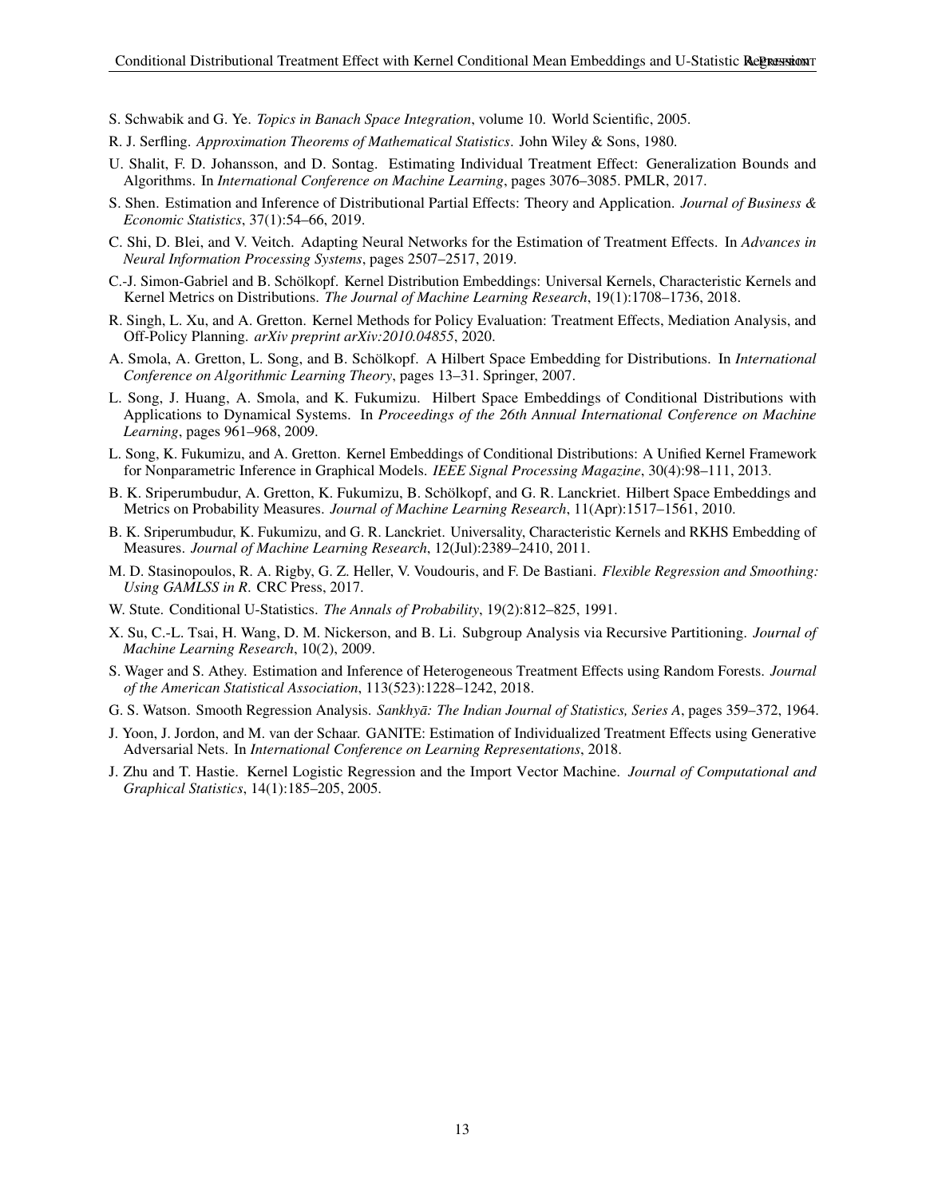S. Schwabik and G. Ye. *Topics in Banach Space Integration*, volume 10. World Scientific, 2005.

R. J. Serfling. *Approximation Theorems of Mathematical Statistics*. John Wiley & Sons, 1980.

U. Shalit, F. D. Johansson, and D. Sontag. Estimating Individual Treatment Effect: Generalization Bounds and Algorithms. In *International Conference on Machine Learning*, pages 3076–3085. PMLR, 2017.

S. Shen. Estimation and Inference of Distributional Partial Effects: Theory and Application. *Journal of Business & Economic Statistics*, 37(1):54–66, 2019.

C. Shi, D. Blei, and V. Veitch. Adapting Neural Networks for the Estimation of Treatment Effects. In *Advances in Neural Information Processing Systems*, pages 2507–2517, 2019.

C.-J. Simon-Gabriel and B. Schölkopf. Kernel Distribution Embeddings: Universal Kernels, Characteristic Kernels and Kernel Metrics on Distributions. *The Journal of Machine Learning Research*, 19(1):1708–1736, 2018.

R. Singh, L. Xu, and A. Gretton. Kernel Methods for Policy Evaluation: Treatment Effects, Mediation Analysis, and Off-Policy Planning. *arXiv preprint arXiv:2010.04855*, 2020.

A. Smola, A. Gretton, L. Song, and B. Schölkopf. A Hilbert Space Embedding for Distributions. In *International Conference on Algorithmic Learning Theory*, pages 13–31. Springer, 2007.

L. Song, J. Huang, A. Smola, and K. Fukumizu. Hilbert Space Embeddings of Conditional Distributions with Applications to Dynamical Systems. In *Proceedings of the 26th Annual International Conference on Machine Learning*, pages 961–968, 2009.

L. Song, K. Fukumizu, and A. Gretton. Kernel Embeddings of Conditional Distributions: A Unified Kernel Framework for Nonparametric Inference in Graphical Models. *IEEE Signal Processing Magazine*, 30(4):98–111, 2013.

B. K. Sriperumbudur, A. Gretton, K. Fukumizu, B. Schölkopf, and G. R. Lanckriet. Hilbert Space Embeddings and Metrics on Probability Measures. *Journal of Machine Learning Research*, 11(Apr):1517–1561, 2010.

B. K. Sriperumbudur, K. Fukumizu, and G. R. Lanckriet. Universality, Characteristic Kernels and RKHS Embedding of Measures. *Journal of Machine Learning Research*, 12(Jul):2389–2410, 2011.

M. D. Stasinopoulos, R. A. Rigby, G. Z. Heller, V. Voudouris, and F. De Bastiani. *Flexible Regression and Smoothing: Using GAMLSS in R*. CRC Press, 2017.

W. Stute. Conditional U-Statistics. *The Annals of Probability*, 19(2):812–825, 1991.

X. Su, C.-L. Tsai, H. Wang, D. M. Nickerson, and B. Li. Subgroup Analysis via Recursive Partitioning. *Journal of Machine Learning Research*, 10(2), 2009.

S. Wager and S. Athey. Estimation and Inference of Heterogeneous Treatment Effects using Random Forests. *Journal of the American Statistical Association*, 113(523):1228–1242, 2018.

G. S. Watson. Smooth Regression Analysis. *Sankhyā: The Indian Journal of Statistics, Series A*, pages 359–372, 1964.

J. Yoon, J. Jordon, and M. van der Schaar. GANITE: Estimation of Individualized Treatment Effects using Generative Adversarial Nets. In *International Conference on Learning Representations*, 2018.

J. Zhu and T. Hastie. Kernel Logistic Regression and the Import Vector Machine. *Journal of Computational and Graphical Statistics*, 14(1):185–205, 2005.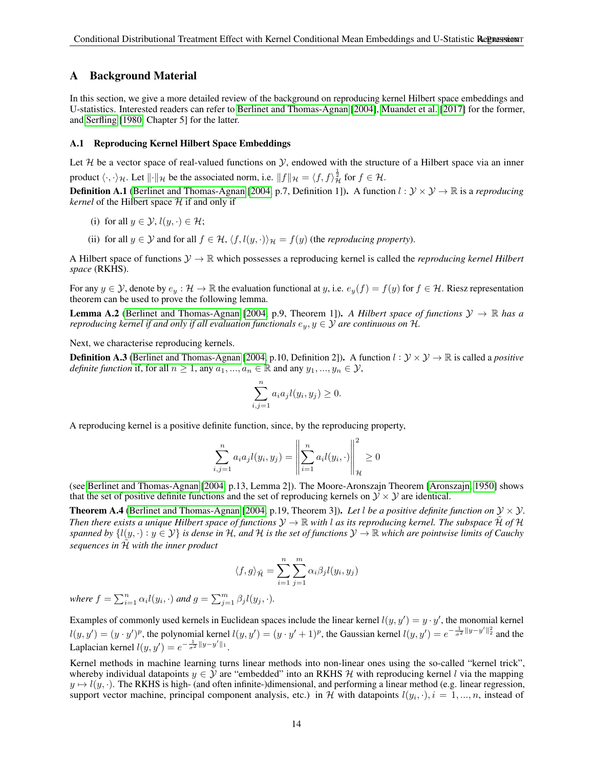## A Background Material

In this section, we give a more detailed review of the background on reproducing kernel Hilbert space embeddings and U-statistics. Interested readers can refer to Berlinet and Thomas-Agnan [2004], Muandet et al. [2017] for the former, and Serfling [1980, Chapter 5] for the latter.

### A.1 Reproducing Kernel Hilbert Space Embeddings

Let $\mathcal{H}$ be a vector space of real-valued functions on $\mathcal{Y}$, endowed with the structure of a Hilbert space via an inner product $\langle \cdot, \cdot \rangle_{\mathcal{H}}$. Let $\|\cdot\|_{\mathcal{H}}$ be the associated norm, i.e. $\|f\|_{\mathcal{H}} = \langle f, f \rangle_{\mathcal{H}}^{\frac{1}{2}}$ for $f \in \mathcal{H}$.

**Definition A.1** (Berlinet and Thomas-Agnan [2004, p.7, Definition 1])**.** A function $l : \mathcal{Y} \times \mathcal{Y} \to \mathbb{R}$ is a *reproducing kernel* of the Hilbert space $\mathcal{H}$ if and only if

(i) for all $y \in \mathcal{Y}$, $l(y, \cdot) \in \mathcal{H}$;

(ii) for all $y \in \mathcal{Y}$ and for all $f \in \mathcal{H}$, $\langle f, l(y, \cdot) \rangle_{\mathcal{H}} = f(y)$ (the *reproducing property*).

A Hilbert space of functions $\mathcal{Y} \to \mathbb{R}$ which possesses a reproducing kernel is called the *reproducing kernel Hilbert space* (RKHS).

For any $y \in \mathcal{Y}$, denote by $e_y : \mathcal{H} \to \mathbb{R}$ the evaluation functional at $y$, i.e. $e_y(f) = f(y)$ for $f \in \mathcal{H}$. Riesz representation theorem can be used to prove the following lemma.

**Lemma A.2** (Berlinet and Thomas-Agnan [2004, p.9, Theorem 1])**.** *A Hilbert space of functions $\mathcal{Y} \to \mathbb{R}$ has a reproducing kernel if and only if all evaluation functionals $e_y, y \in \mathcal{Y}$ are continuous on $\mathcal{H}$.*

Next, we characterise reproducing kernels.

**Definition A.3** (Berlinet and Thomas-Agnan [2004, p.10, Definition 2])**.** A function $l : \mathcal{Y} \times \mathcal{Y} \to \mathbb{R}$ is called a *positive definite function* if, for all $n \geq 1$, any $a_1, ..., a_n \in \mathbb{R}$ and any $y_1, ..., y_n \in \mathcal{Y}$,

$$\sum_{i,j=1}^{n} a_i a_j l(y_i, y_j) \geq 0.$$

A reproducing kernel is a positive definite function, since, by the reproducing property,

$$\sum_{i,j=1}^{n} a_i a_j l(y_i, y_j) = \left\| \sum_{i=1}^{n} a_i l(y_i, \cdot) \right\|_{\mathcal{H}}^2 \geq 0$$

(see Berlinet and Thomas-Agnan [2004, p.13, Lemma 2]). The Moore-Aronszajn Theorem [Aronszajn, 1950] shows that the set of positive definite functions and the set of reproducing kernels on $\mathcal{Y} \times \mathcal{Y}$ are identical.

**Theorem A.4** (Berlinet and Thomas-Agnan [2004, p.19, Theorem 3])**.** *Let $l$ be a positive definite function on $\mathcal{Y} \times \mathcal{Y}$. Then there exists a unique Hilbert space of functions $\mathcal{Y} \to \mathbb{R}$ with $l$ as its reproducing kernel. The subspace $\tilde{\mathcal{H}}$ of $\mathcal{H}$ spanned by $\{l(y, \cdot) : y \in \mathcal{Y}\}$ is dense in $\mathcal{H}$, and $\mathcal{H}$ is the set of functions $\mathcal{Y} \to \mathbb{R}$ which are pointwise limits of Cauchy sequences in $\tilde{\mathcal{H}}$ with the inner product*

$$\langle f, g \rangle_{\tilde{\mathcal{H}}} = \sum_{i=1}^{n} \sum_{j=1}^{m} \alpha_i \beta_j l(y_i, y_j)$$

*where $f = \sum_{i=1}^{n} \alpha_i l(y_i, \cdot)$ and $g = \sum_{j=1}^{m} \beta_j l(y_j, \cdot)$.*

Examples of commonly used kernels in Euclidean spaces include the linear kernel $l(y, y') = y \cdot y'$, the monomial kernel $l(y, y') = (y \cdot y')^p$, the polynomial kernel $l(y, y') = (y \cdot y' + 1)^p$, the Gaussian kernel $l(y, y') = e^{-\frac{1}{\sigma^2}\|y - y'\|_2^2}$ and the Laplacian kernel $l(y, y') = e^{-\frac{1}{\sigma^2}\|y - y'\|_1}$.

Kernel methods in machine learning turns linear methods into non-linear ones using the so-called "kernel trick", whereby individual datapoints $y \in \mathcal{Y}$ are "embedded" into an RKHS $\mathcal{H}$ with reproducing kernel $l$ via the mapping $y \mapsto l(y, \cdot)$. The RKHS is high- (and often infinite-)dimensional, and performing a linear method (e.g. linear regression, support vector machine, principal component analysis, etc.) in $\mathcal{H}$ with datapoints $l(y_i, \cdot), i = 1, ..., n$, instead of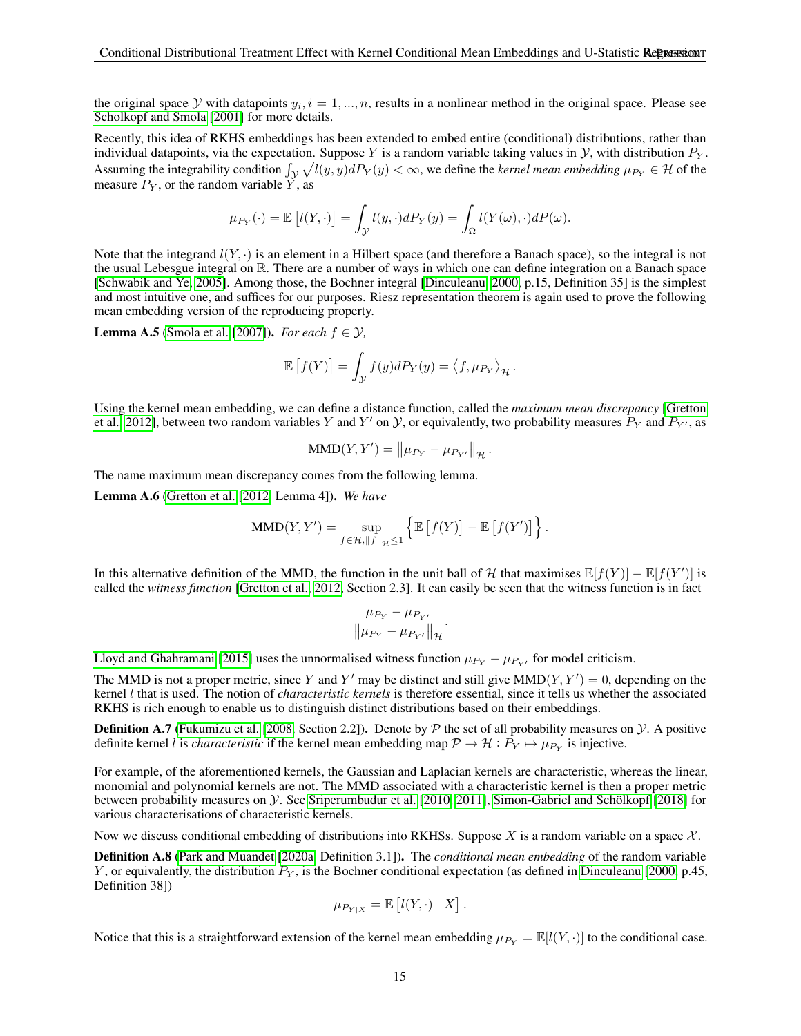the original space $\mathcal{Y}$ with datapoints $y_i, i = 1, ..., n$, results in a nonlinear method in the original space. Please see Scholkopf and Smola [2001] for more details.

Recently, this idea of RKHS embeddings has been extended to embed entire (conditional) distributions, rather than individual datapoints, via the expectation. Suppose $Y$ is a random variable taking values in $\mathcal{Y}$, with distribution $P_Y$. Assuming the integrability condition $\int_{\mathcal{Y}} \sqrt{l(y,y)} dP_Y(y) < \infty$, we define the *kernel mean embedding* $\mu_{P_Y} \in \mathcal{H}$ of the measure $P_Y$, or the random variable $Y$, as

$$\mu_{P_Y}(\cdot) = \mathbb{E}\left[l(Y,\cdot)\right] = \int_{\mathcal{Y}} l(y,\cdot) dP_Y(y) = \int_{\Omega} l(Y(\omega),\cdot) dP(\omega).$$

Note that the integrand $l(Y,\cdot)$ is an element in a Hilbert space (and therefore a Banach space), so the integral is not the usual Lebesgue integral on $\mathbb{R}$. There are a number of ways in which one can define integration on a Banach space [Schwabik and Ye, 2005]. Among those, the Bochner integral [Dinculeanu, 2000, p.15, Definition 35] is the simplest and most intuitive one, and suffices for our purposes. Riesz representation theorem is again used to prove the following mean embedding version of the reproducing property.

**Lemma A.5** (Smola et al. [2007]). *For each $f \in \mathcal{Y}$,*

$$\mathbb{E}\left[f(Y)\right] = \int_{\mathcal{Y}} f(y) dP_Y(y) = \left\langle f, \mu_{P_Y} \right\rangle_{\mathcal{H}}.$$

Using the kernel mean embedding, we can define a distance function, called the *maximum mean discrepancy* [Gretton et al., 2012], between two random variables $Y$ and $Y'$ on $\mathcal{Y}$, or equivalently, two probability measures $P_Y$ and $P_{Y'}$, as

$$\text{MMD}(Y, Y') = \left\| \mu_{P_Y} - \mu_{P_{Y'}} \right\|_{\mathcal{H}}.$$

The name maximum mean discrepancy comes from the following lemma.

**Lemma A.6** (Gretton et al. [2012, Lemma 4]). *We have*

$$\text{MMD}(Y, Y') = \sup_{f \in \mathcal{H}, \|f\|_{\mathcal{H}} \leq 1} \left\{ \mathbb{E}\left[f(Y)\right] - \mathbb{E}\left[f(Y')\right] \right\}.$$

In this alternative definition of the MMD, the function in the unit ball of $\mathcal{H}$ that maximises $\mathbb{E}[f(Y)] - \mathbb{E}[f(Y')]$ is called the *witness function* [Gretton et al., 2012, Section 2.3]. It can easily be seen that the witness function is in fact

$$\frac{\mu_{P_Y} - \mu_{P_{Y'}}}{\left\| \mu_{P_Y} - \mu_{P_{Y'}} \right\|_{\mathcal{H}}}.$$

Lloyd and Ghahramani [2015] uses the unnormalised witness function $\mu_{P_Y} - \mu_{P_{Y'}}$ for model criticism.

The MMD is not a proper metric, since $Y$ and $Y'$ may be distinct and still give $\text{MMD}(Y, Y') = 0$, depending on the kernel $l$ that is used. The notion of *characteristic kernels* is therefore essential, since it tells us whether the associated RKHS is rich enough to enable us to distinguish distinct distributions based on their embeddings.

**Definition A.7** (Fukumizu et al. [2008, Section 2.2]). Denote by $\mathcal{P}$ the set of all probability measures on $\mathcal{Y}$. A positive definite kernel $l$ is *characteristic* if the kernel mean embedding map $\mathcal{P} \to \mathcal{H} : P_Y \mapsto \mu_{P_Y}$ is injective.

For example, of the aforementioned kernels, the Gaussian and Laplacian kernels are characteristic, whereas the linear, monomial and polynomial kernels are not. The MMD associated with a characteristic kernel is then a proper metric between probability measures on $\mathcal{Y}$. See Sriperumbudur et al. [2010, 2011], Simon-Gabriel and Schölkopf [2018] for various characterisations of characteristic kernels.

Now we discuss conditional embedding of distributions into RKHSs. Suppose $X$ is a random variable on a space $\mathcal{X}$.

**Definition A.8** (Park and Muandet [2020a, Definition 3.1]). The *conditional mean embedding* of the random variable $Y$, or equivalently, the distribution $P_Y$, is the Bochner conditional expectation (as defined in Dinculeanu [2000, p.45, Definition 38])

$$\mu_{P_{Y|X}} = \mathbb{E}\left[l(Y,\cdot) \mid X\right].$$

Notice that this is a straightforward extension of the kernel mean embedding $\mu_{P_Y} = \mathbb{E}[l(Y,\cdot)]$ to the conditional case.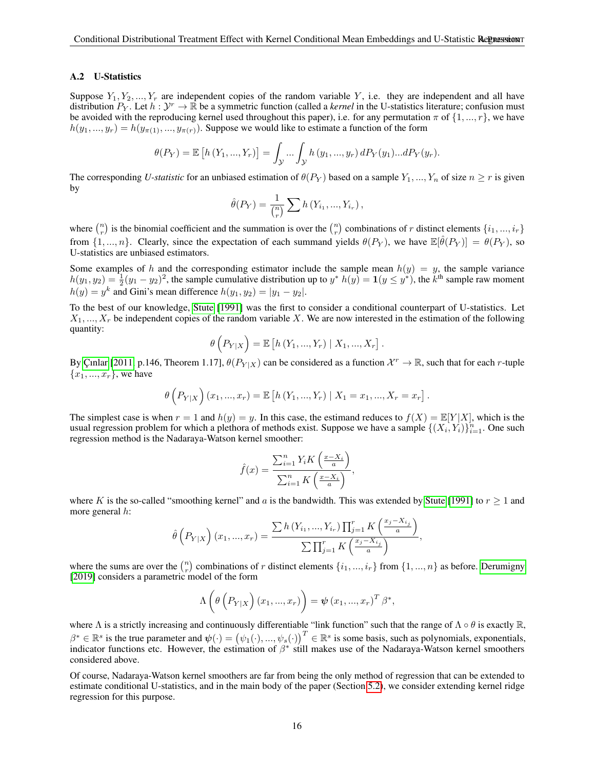### A.2 U-Statistics

Suppose $Y_1, Y_2, ..., Y_r$ are independent copies of the random variable $Y$, i.e. they are independent and all have distribution $P_Y$. Let $h : \mathcal{Y}^r \to \mathbb{R}$ be a symmetric function (called a *kernel* in the U-statistics literature; confusion must be avoided with the reproducing kernel used throughout this paper), i.e. for any permutation $\pi$ of $\{1, ..., r\}$, we have $h(y_1, ..., y_r) = h(y_{\pi(1)}, ..., y_{\pi(r)})$. Suppose we would like to estimate a function of the form

$$\theta(P_Y) = \mathbb{E}\left[h\left(Y_1, ..., Y_r\right)\right] = \int_{\mathcal{Y}} ... \int_{\mathcal{Y}} h\left(y_1, ..., y_r\right) dP_Y(y_1)...dP_Y(y_r).$$

The corresponding *U-statistic* for an unbiased estimation of $\theta(P_Y)$ based on a sample $Y_1, ..., Y_n$ of size $n \geq r$ is given by

$$\hat{\theta}(P_Y) = \frac{1}{\binom{n}{r}} \sum h\left(Y_{i_1}, ..., Y_{i_r}\right),$$

where $\binom{n}{r}$ is the binomial coefficient and the summation is over the $\binom{n}{r}$ combinations of $r$ distinct elements $\{i_1, ..., i_r\}$ from $\{1, ..., n\}$. Clearly, since the expectation of each summand yields $\theta(P_Y)$, we have $\mathbb{E}[\hat{\theta}(P_Y)] = \theta(P_Y)$, so U-statistics are unbiased estimators.

Some examples of $h$ and the corresponding estimator include the sample mean $h(y) = y$, the sample variance $h(y_1, y_2) = \frac{1}{2}(y_1 - y_2)^2$, the sample cumulative distribution up to $y^*$ $h(y) = \mathbf{1}(y \leq y^*)$, the $k^{\text{th}}$ sample raw moment $h(y) = y^k$ and Gini's mean difference $h(y_1, y_2) = |y_1 - y_2|$.

To the best of our knowledge, Stute [1991] was the first to consider a conditional counterpart of U-statistics. Let $X_1, ..., X_r$ be independent copies of the random variable $X$. We are now interested in the estimation of the following quantity:

$$\theta\left(P_{Y|X}\right) = \mathbb{E}\left[h\left(Y_1, ..., Y_r\right) \mid X_1, ..., X_r\right].$$

By Çınlar [2011, p.146, Theorem 1.17], $\theta(P_{Y|X})$ can be considered as a function $\mathcal{X}^r \to \mathbb{R}$, such that for each $r$-tuple $\{x_1, ..., x_r\}$, we have

$$\theta\left(P_{Y|X}\right)(x_1, ..., x_r) = \mathbb{E}\left[h\left(Y_1, ..., Y_r\right) \mid X_1 = x_1, ..., X_r = x_r\right].$$

The simplest case is when $r = 1$ and $h(y) = y$. In this case, the estimand reduces to $f(X) = \mathbb{E}[Y|X]$, which is the usual regression problem for which a plethora of methods exist. Suppose we have a sample $\{(X_i, Y_i)\}_{i=1}^n$. One such regression method is the Nadaraya-Watson kernel smoother:

$$\hat{f}(x) = \frac{\sum_{i=1}^n Y_i K\left(\frac{x - X_i}{a}\right)}{\sum_{i=1}^n K\left(\frac{x - X_i}{a}\right)},$$

where $K$ is the so-called "smoothing kernel" and $a$ is the bandwidth. This was extended by Stute [1991] to $r \geq 1$ and more general $h$:

$$\hat{\theta}\left(P_{Y|X}\right)(x_1, ..., x_r) = \frac{\sum h\left(Y_{i_1}, ..., Y_{i_r}\right) \prod_{j=1}^r K\left(\frac{x_j - X_{i_j}}{a}\right)}{\sum \prod_{j=1}^r K\left(\frac{x_j - X_{i_j}}{a}\right)},$$

where the sums are over the $\binom{n}{r}$ combinations of $r$ distinct elements $\{i_1, ..., i_r\}$ from $\{1, ..., n\}$ as before. Derumigny [2019] considers a parametric model of the form

$$\Lambda\left(\theta\left(P_{Y|X}\right)(x_1, ..., x_r)\right) = \boldsymbol{\psi}\left(x_1, ..., x_r\right)^T \beta^*,$$

where $\Lambda$ is a strictly increasing and continuously differentiable "link function" such that the range of $\Lambda \circ \theta$ is exactly $\mathbb{R}$, $\beta^* \in \mathbb{R}^s$ is the true parameter and $\boldsymbol{\psi}(\cdot) = \left(\psi_1(\cdot), ..., \psi_s(\cdot)\right)^T \in \mathbb{R}^s$ is some basis, such as polynomials, exponentials, indicator functions etc. However, the estimation of $\beta^*$ still makes use of the Nadaraya-Watson kernel smoothers considered above.

Of course, Nadaraya-Watson kernel smoothers are far from being the only method of regression that can be extended to estimate conditional U-statistics, and in the main body of the paper (Section 5.2), we consider extending kernel ridge regression for this purpose.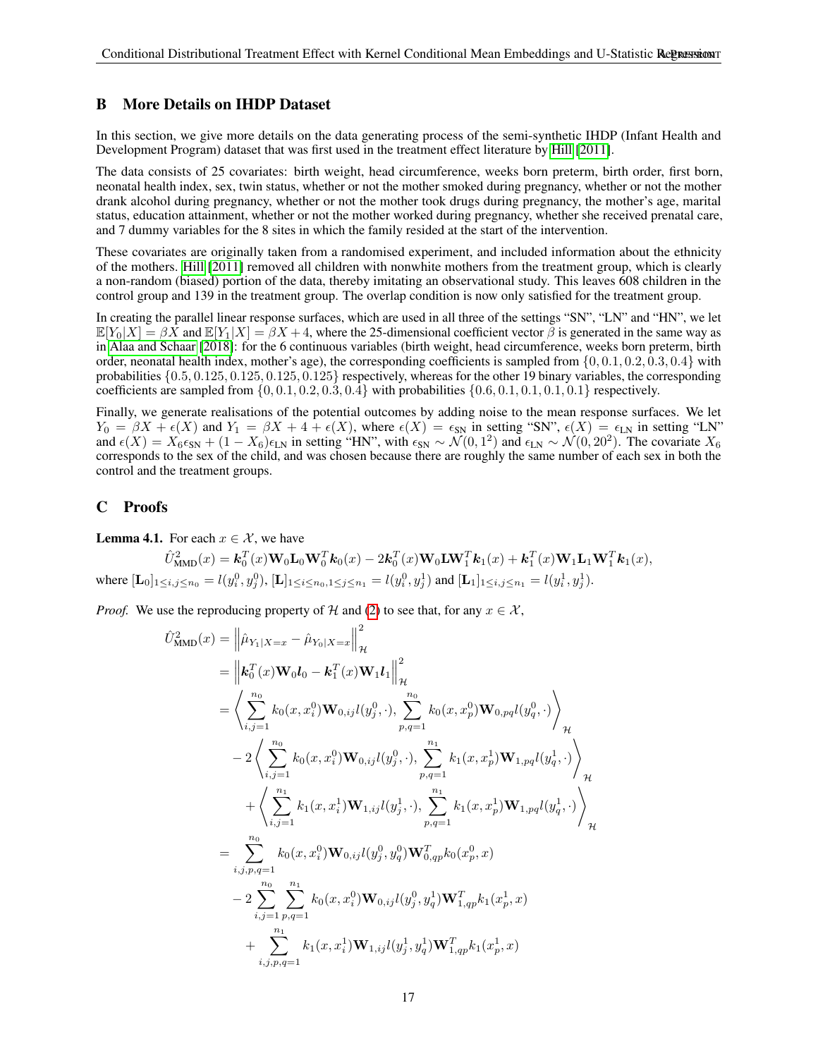## B More Details on IHDP Dataset

In this section, we give more details on the data generating process of the semi-synthetic IHDP (Infant Health and Development Program) dataset that was first used in the treatment effect literature by Hill [2011].

The data consists of 25 covariates: birth weight, head circumference, weeks born preterm, birth order, first born, neonatal health index, sex, twin status, whether or not the mother smoked during pregnancy, whether or not the mother drank alcohol during pregnancy, whether or not the mother took drugs during pregnancy, the mother's age, marital status, education attainment, whether or not the mother worked during pregnancy, whether she received prenatal care, and 7 dummy variables for the 8 sites in which the family resided at the start of the intervention.

These covariates are originally taken from a randomised experiment, and included information about the ethnicity of the mothers. Hill [2011] removed all children with nonwhite mothers from the treatment group, which is clearly a non-random (biased) portion of the data, thereby imitating an observational study. This leaves 608 children in the control group and 139 in the treatment group. The overlap condition is now only satisfied for the treatment group.

In creating the parallel linear response surfaces, which are used in all three of the settings "SN", "LN" and "HN", we let $\mathbb{E}[Y_0|X] = \beta X$ and $\mathbb{E}[Y_1|X] = \beta X + 4$, where the 25-dimensional coefficient vector $\beta$ is generated in the same way as in Alaa and Schaar [2018]: for the 6 continuous variables (birth weight, head circumference, weeks born preterm, birth order, neonatal health index, mother's age), the corresponding coefficients is sampled from $\{0, 0.1, 0.2, 0.3, 0.4\}$ with probabilities $\{0.5, 0.125, 0.125, 0.125, 0.125\}$ respectively, whereas for the other 19 binary variables, the corresponding coefficients are sampled from $\{0, 0.1, 0.2, 0.3, 0.4\}$ with probabilities $\{0.6, 0.1, 0.1, 0.1, 0.1\}$ respectively.

Finally, we generate realisations of the potential outcomes by adding noise to the mean response surfaces. We let $Y_0 = \beta X + \epsilon(X)$ and $Y_1 = \beta X + 4 + \epsilon(X)$, where $\epsilon(X) = \epsilon_{\text{SN}}$ in setting "SN", $\epsilon(X) = \epsilon_{\text{LN}}$ in setting "LN" and $\epsilon(X) = X_6\epsilon_{\text{SN}} + (1 - X_6)\epsilon_{\text{LN}}$ in setting "HN", with $\epsilon_{\text{SN}} \sim \mathcal{N}(0, 1^2)$ and $\epsilon_{\text{LN}} \sim \mathcal{N}(0, 20^2)$. The covariate $X_6$ corresponds to the sex of the child, and was chosen because there are roughly the same number of each sex in both the control and the treatment groups.

## C Proofs

**Lemma 4.1.** For each $x \in \mathcal{X}$, we have

$$\hat{U}^2_{\text{MMD}}(x) = \boldsymbol{k}_0^T(x)\mathbf{W}_0\mathbf{L}_0\mathbf{W}_0^T\boldsymbol{k}_0(x) - 2\boldsymbol{k}_0^T(x)\mathbf{W}_0\mathbf{L}\mathbf{W}_1^T\boldsymbol{k}_1(x) + \boldsymbol{k}_1^T(x)\mathbf{W}_1\mathbf{L}_1\mathbf{W}_1^T\boldsymbol{k}_1(x),$$

where $[\mathbf{L}_0]_{1\leq i,j\leq n_0} = l(y_i^0, y_j^0)$, $[\mathbf{L}]_{1\leq i\leq n_0, 1\leq j\leq n_1} = l(y_i^0, y_j^1)$ and $[\mathbf{L}_1]_{1\leq i,j\leq n_1} = l(y_i^1, y_j^1)$.

*Proof.* We use the reproducing property of $\mathcal{H}$ and (2) to see that, for any $x \in \mathcal{X}$,

$$\begin{aligned}
\hat{U}^2_{\text{MMD}}(x) &= \left\|\hat{\mu}_{Y_1|X=x} - \hat{\mu}_{Y_0|X=x}\right\|^2_{\mathcal{H}} \\
&= \left\|\boldsymbol{k}_0^T(x)\mathbf{W}_0\boldsymbol{l}_0 - \boldsymbol{k}_1^T(x)\mathbf{W}_1\boldsymbol{l}_1\right\|^2_{\mathcal{H}} \\
&= \left\langle \sum_{i,j=1}^{n_0} k_0(x, x_i^0)\mathbf{W}_{0,ij}l(y_j^0, \cdot), \sum_{p,q=1}^{n_0} k_0(x, x_p^0)\mathbf{W}_{0,pq}l(y_q^0, \cdot)\right\rangle_{\mathcal{H}} \\
&\quad - 2\left\langle \sum_{i,j=1}^{n_0} k_0(x, x_i^0)\mathbf{W}_{0,ij}l(y_j^0, \cdot), \sum_{p,q=1}^{n_1} k_1(x, x_p^1)\mathbf{W}_{1,pq}l(y_q^1, \cdot)\right\rangle_{\mathcal{H}} \\
&\quad + \left\langle \sum_{i,j=1}^{n_1} k_1(x, x_i^1)\mathbf{W}_{1,ij}l(y_j^1, \cdot), \sum_{p,q=1}^{n_1} k_1(x, x_p^1)\mathbf{W}_{1,pq}l(y_q^1, \cdot)\right\rangle_{\mathcal{H}} \\
&= \sum_{i,j,p,q=1}^{n_0} k_0(x, x_i^0)\mathbf{W}_{0,ij}l(y_j^0, y_q^0)\mathbf{W}^T_{0,qp}k_0(x_p^0, x) \\
&\quad - 2\sum_{i,j=1}^{n_0}\sum_{p,q=1}^{n_1} k_0(x, x_i^0)\mathbf{W}_{0,ij}l(y_j^0, y_q^1)\mathbf{W}^T_{1,qp}k_1(x_p^1, x) \\
&\quad + \sum_{i,j,p,q=1}^{n_1} k_1(x, x_i^1)\mathbf{W}_{1,ij}l(y_j^1, y_q^1)\mathbf{W}^T_{1,qp}k_1(x_p^1, x)
\end{aligned}$$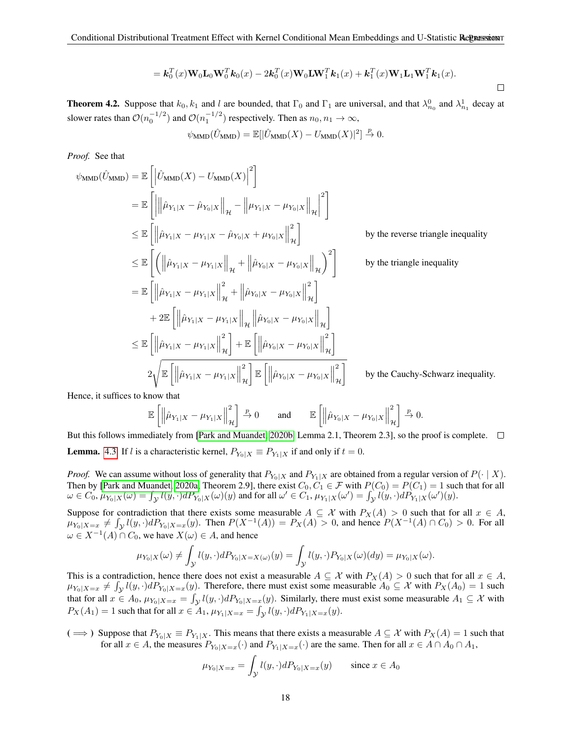$$= \boldsymbol{k}_0^T(x)\mathbf{W}_0\mathbf{L}_0\mathbf{W}_0^T\boldsymbol{k}_0(x) - 2\boldsymbol{k}_0^T(x)\mathbf{W}_0\mathbf{L}\mathbf{W}_1^T\boldsymbol{k}_1(x) + \boldsymbol{k}_1^T(x)\mathbf{W}_1\mathbf{L}_1\mathbf{W}_1^T\boldsymbol{k}_1(x).$$

□

**Theorem 4.2.** Suppose that $k_0, k_1$ and $l$ are bounded, that $\Gamma_0$ and $\Gamma_1$ are universal, and that $\lambda^0_{n_0}$ and $\lambda^1_{n_1}$ decay at slower rates than $\mathcal{O}(n_0^{-1/2})$ and $\mathcal{O}(n_1^{-1/2})$ respectively. Then as $n_0, n_1 \to \infty$,

$$\psi_{\text{MMD}}(\hat{U}_{\text{MMD}}) = \mathbb{E}[|\hat{U}_{\text{MMD}}(X) - U_{\text{MMD}}(X)|^2] \xrightarrow{p} 0.$$

*Proof.* See that

$$\begin{aligned}
\psi_{\text{MMD}}(\hat{U}_{\text{MMD}}) &= \mathbb{E}\left[\left|\hat{U}_{\text{MMD}}(X) - U_{\text{MMD}}(X)\right|^2\right] \\
&= \mathbb{E}\left[\left|\left\|\hat{\mu}_{Y_1|X} - \hat{\mu}_{Y_0|X}\right\|_{\mathcal{H}} - \left\|\mu_{Y_1|X} - \mu_{Y_0|X}\right\|_{\mathcal{H}}\right|^2\right] \\
&\leq \mathbb{E}\left[\left\|\hat{\mu}_{Y_1|X} - \mu_{Y_1|X} - \hat{\mu}_{Y_0|X} + \mu_{Y_0|X}\right\|^2_{\mathcal{H}}\right] && \text{by the reverse triangle inequality} \\
&\leq \mathbb{E}\left[\left(\left\|\hat{\mu}_{Y_1|X} - \mu_{Y_1|X}\right\|_{\mathcal{H}} + \left\|\hat{\mu}_{Y_0|X} - \mu_{Y_0|X}\right\|_{\mathcal{H}}\right)^2\right] && \text{by the triangle inequality} \\
&= \mathbb{E}\left[\left\|\hat{\mu}_{Y_1|X} - \mu_{Y_1|X}\right\|^2_{\mathcal{H}} + \left\|\hat{\mu}_{Y_0|X} - \mu_{Y_0|X}\right\|^2_{\mathcal{H}}\right] \\
&\quad + 2\mathbb{E}\left[\left\|\hat{\mu}_{Y_1|X} - \mu_{Y_1|X}\right\|_{\mathcal{H}}\left\|\hat{\mu}_{Y_0|X} - \mu_{Y_0|X}\right\|_{\mathcal{H}}\right] \\
&\leq \mathbb{E}\left[\left\|\hat{\mu}_{Y_1|X} - \mu_{Y_1|X}\right\|^2_{\mathcal{H}}\right] + \mathbb{E}\left[\left\|\hat{\mu}_{Y_0|X} - \mu_{Y_0|X}\right\|^2_{\mathcal{H}}\right] \\
&\quad 2\sqrt{\mathbb{E}\left[\left\|\hat{\mu}_{Y_1|X} - \mu_{Y_1|X}\right\|^2_{\mathcal{H}}\right]\mathbb{E}\left[\left\|\hat{\mu}_{Y_0|X} - \mu_{Y_0|X}\right\|^2_{\mathcal{H}}\right]} && \text{by the Cauchy-Schwarz inequality.}
\end{aligned}$$

Hence, it suffices to know that

$$\mathbb{E}\left[\left\|\hat{\mu}_{Y_1|X} - \mu_{Y_1|X}\right\|^2_{\mathcal{H}}\right] \xrightarrow{p} 0 \qquad \text{and} \qquad \mathbb{E}\left[\left\|\hat{\mu}_{Y_0|X} - \mu_{Y_0|X}\right\|^2_{\mathcal{H}}\right] \xrightarrow{p} 0.$$

But this follows immediately from [Park and Muandet, 2020b, Lemma 2.1, Theorem 2.3], so the proof is complete. □

**Lemma.** 4.3 If $l$ is a characteristic kernel, $P_{Y_0|X} \equiv P_{Y_1|X}$ if and only if $t = 0$.

*Proof.* We can assume without loss of generality that $P_{Y_0|X}$ and $P_{Y_1|X}$ are obtained from a regular version of $P(\cdot \mid X)$. Then by [Park and Muandet, 2020a, Theorem 2.9], there exist $C_0, C_1 \in \mathcal{F}$ with $P(C_0) = P(C_1) = 1$ such that for all $\omega \in C_0$, $\mu_{Y_0|X}(\omega) = \int_{\mathcal{Y}} l(y,\cdot)dP_{Y_0|X}(\omega)(y)$ and for all $\omega' \in C_1$, $\mu_{Y_1|X}(\omega') = \int_{\mathcal{Y}} l(y,\cdot)dP_{Y_1|X}(\omega')(y)$.

Suppose for contradiction that there exists some measurable $A \subseteq \mathcal{X}$ with $P_X(A) > 0$ such that for all $x \in A$, $\mu_{Y_0|X=x} \neq \int_{\mathcal{Y}} l(y,\cdot)dP_{Y_0|X=x}(y)$. Then $P(X^{-1}(A)) = P_X(A) > 0$, and hence $P(X^{-1}(A) \cap C_0) > 0$. For all $\omega \in X^{-1}(A) \cap C_0$, we have $X(\omega) \in A$, and hence

$$\mu_{Y_0|X}(\omega) \neq \int_{\mathcal{Y}} l(y,\cdot)dP_{Y_0|X=X(\omega)}(y) = \int_{\mathcal{Y}} l(y,\cdot)P_{Y_0|X}(\omega)(dy) = \mu_{Y_0|X}(\omega).$$

This is a contradiction, hence there does not exist a measurable $A \subseteq \mathcal{X}$ with $P_X(A) > 0$ such that for all $x \in A$, $\mu_{Y_0|X=x} \neq \int_{\mathcal{Y}} l(y,\cdot)dP_{Y_0|X=x}(y)$. Therefore, there must exist some measurable $A_0 \subseteq \mathcal{X}$ with $P_X(A_0) = 1$ such that for all $x \in A_0$, $\mu_{Y_0|X=x} = \int_{\mathcal{Y}} l(y,\cdot)dP_{Y_0|X=x}(y)$. Similarly, there must exist some measurable $A_1 \subseteq \mathcal{X}$ with $P_X(A_1) = 1$ such that for all $x \in A_1$, $\mu_{Y_1|X=x} = \int_{\mathcal{Y}} l(y,\cdot)dP_{Y_1|X=x}(y)$.

($\Longrightarrow$) Suppose that $P_{Y_0|X} \equiv P_{Y_1|X}$. This means that there exists a measurable $A \subseteq \mathcal{X}$ with $P_X(A) = 1$ such that for all $x \in A$, the measures $P_{Y_0|X=x}(\cdot)$ and $P_{Y_1|X=x}(\cdot)$ are the same. Then for all $x \in A \cap A_0 \cap A_1$,

$$\mu_{Y_0|X=x} = \int_{\mathcal{Y}} l(y,\cdot)dP_{Y_0|X=x}(y) \qquad \text{since } x \in A_0$$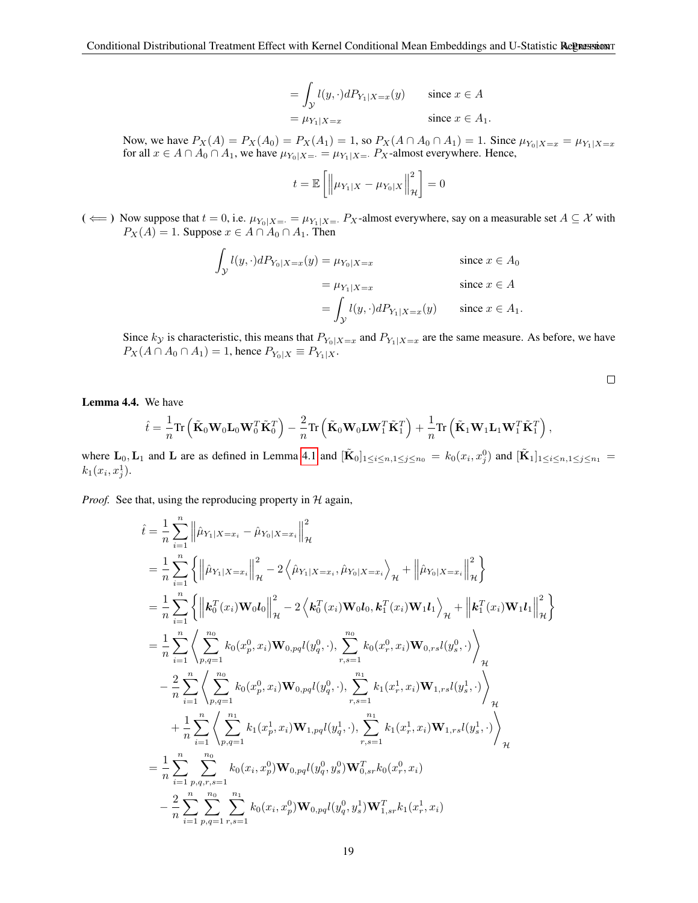$$
\begin{aligned}
&= \int_{\mathcal{Y}} l(y,\cdot) dP_{Y_1|X=x}(y) && \text{since } x \in A \\
&= \mu_{Y_1|X=x} && \text{since } x \in A_1.
\end{aligned}
$$

Now, we have $P_X(A) = P_X(A_0) = P_X(A_1) = 1$, so $P_X(A \cap A_0 \cap A_1) = 1$. Since $\mu_{Y_0|X=x} = \mu_{Y_1|X=x}$ for all $x \in A \cap A_0 \cap A_1$, we have $\mu_{Y_0|X=\cdot} = \mu_{Y_1|X=\cdot}$ $P_X$-almost everywhere. Hence,

$$
t = \mathbb{E}\left[\left\|\mu_{Y_1|X} - \mu_{Y_0|X}\right\|^2_{\mathcal{H}}\right] = 0
$$

**( $\Longleftarrow$ )** Now suppose that $t = 0$, i.e. $\mu_{Y_0|X=\cdot} = \mu_{Y_1|X=\cdot}$ $P_X$-almost everywhere, say on a measurable set $A \subseteq \mathcal{X}$ with $P_X(A) = 1$. Suppose $x \in A \cap A_0 \cap A_1$. Then

$$
\begin{aligned}
\int_{\mathcal{Y}} l(y,\cdot) dP_{Y_0|X=x}(y) &= \mu_{Y_0|X=x} && \text{since } x \in A_0 \\
&= \mu_{Y_1|X=x} && \text{since } x \in A \\
&= \int_{\mathcal{Y}} l(y,\cdot) dP_{Y_1|X=x}(y) && \text{since } x \in A_1.
\end{aligned}
$$

Since $k_{\mathcal{Y}}$ is characteristic, this means that $P_{Y_0|X=x}$ and $P_{Y_1|X=x}$ are the same measure. As before, we have $P_X(A \cap A_0 \cap A_1) = 1$, hence $P_{Y_0|X} \equiv P_{Y_1|X}$.

□

**Lemma 4.4.** We have

$$
\hat{t} = \frac{1}{n}\mathrm{Tr}\left(\tilde{\mathbf{K}}_0 \mathbf{W}_0 \mathbf{L}_0 \mathbf{W}_0^T \tilde{\mathbf{K}}_0^T\right) - \frac{2}{n}\mathrm{Tr}\left(\tilde{\mathbf{K}}_0 \mathbf{W}_0 \mathbf{L} \mathbf{W}_1^T \tilde{\mathbf{K}}_1^T\right) + \frac{1}{n}\mathrm{Tr}\left(\tilde{\mathbf{K}}_1 \mathbf{W}_1 \mathbf{L}_1 \mathbf{W}_1^T \tilde{\mathbf{K}}_1^T\right),
$$

where $\mathbf{L}_0, \mathbf{L}_1$ and $\mathbf{L}$ are as defined in Lemma 4.1 and $[\tilde{\mathbf{K}}_0]_{1 \le i \le n, 1 \le j \le n_0} = k_0(x_i, x_j^0)$ and $[\tilde{\mathbf{K}}_1]_{1 \le i \le n, 1 \le j \le n_1} = k_1(x_i, x_j^1)$.

*Proof.* See that, using the reproducing property in $\mathcal{H}$ again,

$$
\begin{aligned}
\hat{t} &= \frac{1}{n}\sum_{i=1}^n \left\|\hat{\mu}_{Y_1|X=x_i} - \hat{\mu}_{Y_0|X=x_i}\right\|^2_{\mathcal{H}} \\
&= \frac{1}{n}\sum_{i=1}^n \left\{\left\|\hat{\mu}_{Y_1|X=x_i}\right\|^2_{\mathcal{H}} - 2\left\langle \hat{\mu}_{Y_1|X=x_i}, \hat{\mu}_{Y_0|X=x_i}\right\rangle_{\mathcal{H}} + \left\|\hat{\mu}_{Y_0|X=x_i}\right\|^2_{\mathcal{H}}\right\} \\
&= \frac{1}{n}\sum_{i=1}^n \left\{\left\|\boldsymbol{k}_0^T(x_i)\mathbf{W}_0\boldsymbol{l}_0\right\|^2_{\mathcal{H}} - 2\left\langle \boldsymbol{k}_0^T(x_i)\mathbf{W}_0\boldsymbol{l}_0, \boldsymbol{k}_1^T(x_i)\mathbf{W}_1\boldsymbol{l}_1\right\rangle_{\mathcal{H}} + \left\|\boldsymbol{k}_1^T(x_i)\mathbf{W}_1\boldsymbol{l}_1\right\|^2_{\mathcal{H}}\right\} \\
&= \frac{1}{n}\sum_{i=1}^n \left\langle \sum_{p,q=1}^{n_0} k_0(x_p^0, x_i)\mathbf{W}_{0,pq} l(y_q^0,\cdot), \sum_{r,s=1}^{n_0} k_0(x_r^0, x_i)\mathbf{W}_{0,rs} l(y_s^0,\cdot)\right\rangle_{\mathcal{H}} \\
&\quad - \frac{2}{n}\sum_{i=1}^n \left\langle \sum_{p,q=1}^{n_0} k_0(x_p^0, x_i)\mathbf{W}_{0,pq} l(y_q^0,\cdot), \sum_{r,s=1}^{n_1} k_1(x_r^1, x_i)\mathbf{W}_{1,rs} l(y_s^1,\cdot)\right\rangle_{\mathcal{H}} \\
&\quad + \frac{1}{n}\sum_{i=1}^n \left\langle \sum_{p,q=1}^{n_1} k_1(x_p^1, x_i)\mathbf{W}_{1,pq} l(y_q^1,\cdot), \sum_{r,s=1}^{n_1} k_1(x_r^1, x_i)\mathbf{W}_{1,rs} l(y_s^1,\cdot)\right\rangle_{\mathcal{H}} \\
&= \frac{1}{n}\sum_{i=1}^n \sum_{p,q,r,s=1}^{n_0} k_0(x_i, x_p^0)\mathbf{W}_{0,pq} l(y_q^0, y_s^0)\mathbf{W}_{0,sr}^T k_0(x_r^0, x_i) \\
&\quad - \frac{2}{n}\sum_{i=1}^n \sum_{p,q=1}^{n_0} \sum_{r,s=1}^{n_1} k_0(x_i, x_p^0)\mathbf{W}_{0,pq} l(y_q^0, y_s^1)\mathbf{W}_{1,sr}^T k_1(x_r^1, x_i)
\end{aligned}
$$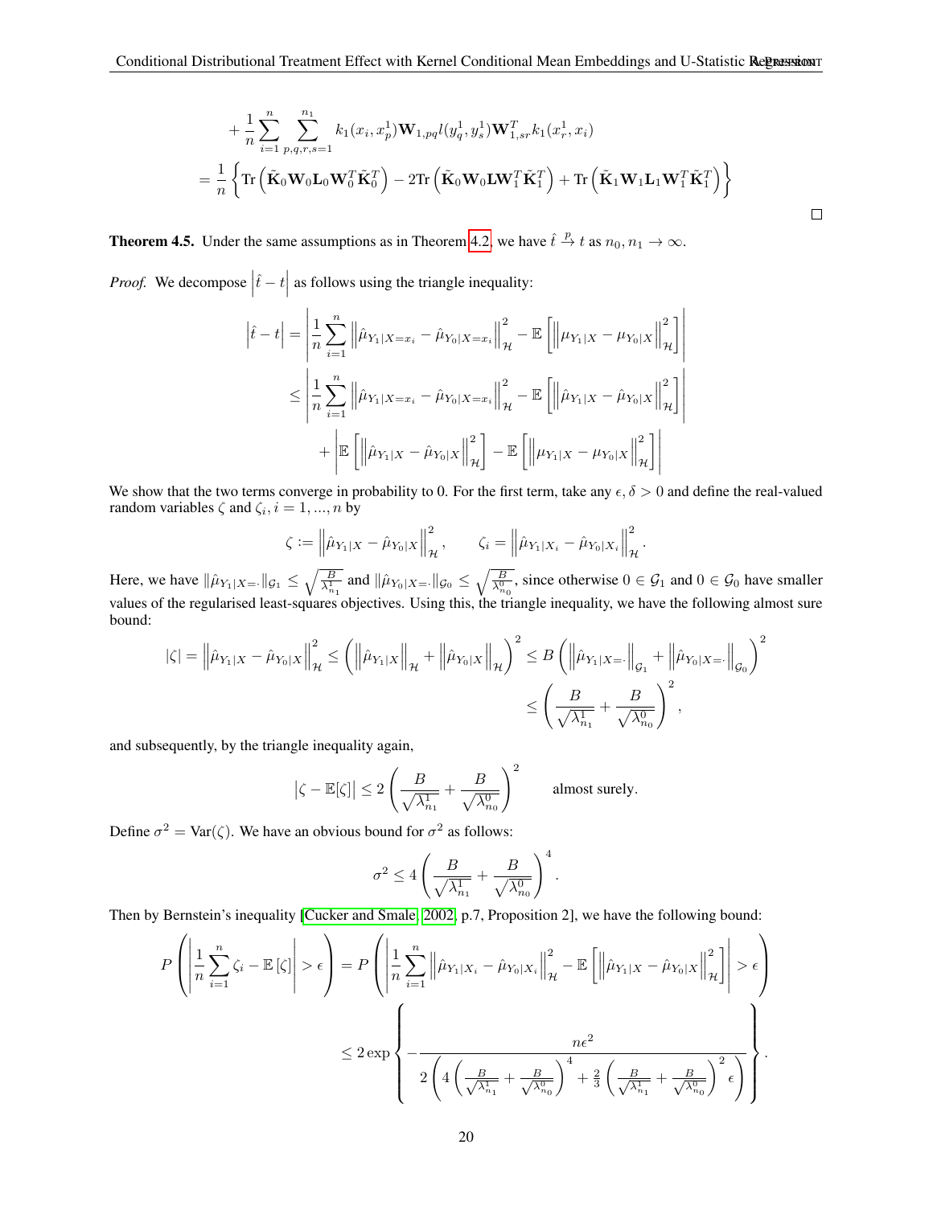$$
+\frac{1}{n}\sum_{i=1}^{n}\sum_{p,q,r,s=1}^{n_1} k_1(x_i,x_p^1)\mathbf{W}_{1,pq}l(y_q^1,y_s^1)\mathbf{W}_{1,sr}^T k_1(x_r^1,x_i)
$$

$$
=\frac{1}{n}\left\{\mathrm{Tr}\left(\tilde{\mathbf{K}}_0\mathbf{W}_0\mathbf{L}_0\mathbf{W}_0^T\tilde{\mathbf{K}}_0^T\right)-2\mathrm{Tr}\left(\tilde{\mathbf{K}}_0\mathbf{W}_0\mathbf{L}\mathbf{W}_1^T\tilde{\mathbf{K}}_1^T\right)+\mathrm{Tr}\left(\tilde{\mathbf{K}}_1\mathbf{W}_1\mathbf{L}_1\mathbf{W}_1^T\tilde{\mathbf{K}}_1^T\right)\right\}
$$

□

**Theorem 4.5.** Under the same assumptions as in Theorem 4.2, we have $\hat{t}\xrightarrow{p}t$ as $n_0,n_1\to\infty$.

*Proof.* We decompose $\left|\hat{t}-t\right|$ as follows using the triangle inequality:

$$
\begin{aligned}
\left|\hat{t}-t\right| &= \left|\frac{1}{n}\sum_{i=1}^{n}\left\|\hat{\mu}_{Y_1|X=x_i}-\hat{\mu}_{Y_0|X=x_i}\right\|_{\mathcal{H}}^2-\mathbb{E}\left[\left\|\mu_{Y_1|X}-\mu_{Y_0|X}\right\|_{\mathcal{H}}^2\right]\right| \\
&\leq \left|\frac{1}{n}\sum_{i=1}^{n}\left\|\hat{\mu}_{Y_1|X=x_i}-\hat{\mu}_{Y_0|X=x_i}\right\|_{\mathcal{H}}^2-\mathbb{E}\left[\left\|\hat{\mu}_{Y_1|X}-\hat{\mu}_{Y_0|X}\right\|_{\mathcal{H}}^2\right]\right| \\
&\quad+\left|\mathbb{E}\left[\left\|\hat{\mu}_{Y_1|X}-\hat{\mu}_{Y_0|X}\right\|_{\mathcal{H}}^2\right]-\mathbb{E}\left[\left\|\mu_{Y_1|X}-\mu_{Y_0|X}\right\|_{\mathcal{H}}^2\right]\right|
\end{aligned}
$$

We show that the two terms converge in probability to 0. For the first term, take any $\epsilon,\delta>0$ and define the real-valued random variables $\zeta$ and $\zeta_i, i=1,...,n$ by

$$
\zeta:=\left\|\hat{\mu}_{Y_1|X}-\hat{\mu}_{Y_0|X}\right\|_{\mathcal{H}}^2,\qquad \zeta_i=\left\|\hat{\mu}_{Y_1|X_i}-\hat{\mu}_{Y_0|X_i}\right\|_{\mathcal{H}}^2.
$$

Here, we have $\|\hat{\mu}_{Y_1|X=\cdot}\|_{\mathcal{G}_1}\leq\sqrt{\frac{B}{\lambda_{n_1}^1}}$ and $\|\hat{\mu}_{Y_0|X=\cdot}\|_{\mathcal{G}_0}\leq\sqrt{\frac{B}{\lambda_{n_0}^0}}$, since otherwise $0\in\mathcal{G}_1$ and $0\in\mathcal{G}_0$ have smaller values of the regularised least-squares objectives. Using this, the triangle inequality, we have the following almost sure bound:

$$
\begin{aligned}
|\zeta|=\left\|\hat{\mu}_{Y_1|X}-\hat{\mu}_{Y_0|X}\right\|_{\mathcal{H}}^2 \leq \left(\left\|\hat{\mu}_{Y_1|X}\right\|_{\mathcal{H}}+\left\|\hat{\mu}_{Y_0|X}\right\|_{\mathcal{H}}\right)^2 &\leq B\left(\left\|\hat{\mu}_{Y_1|X=\cdot}\right\|_{\mathcal{G}_1}+\left\|\hat{\mu}_{Y_0|X=\cdot}\right\|_{\mathcal{G}_0}\right)^2 \\
&\leq \left(\frac{B}{\sqrt{\lambda_{n_1}^1}}+\frac{B}{\sqrt{\lambda_{n_0}^0}}\right)^2,
\end{aligned}
$$

and subsequently, by the triangle inequality again,

$$
\left|\zeta-\mathbb{E}[\zeta]\right|\leq 2\left(\frac{B}{\sqrt{\lambda_{n_1}^1}}+\frac{B}{\sqrt{\lambda_{n_0}^0}}\right)^2 \qquad \text{almost surely.}
$$

Define $\sigma^2=\mathrm{Var}(\zeta)$. We have an obvious bound for $\sigma^2$ as follows:

$$
\sigma^2\leq 4\left(\frac{B}{\sqrt{\lambda_{n_1}^1}}+\frac{B}{\sqrt{\lambda_{n_0}^0}}\right)^4.
$$

Then by Bernstein's inequality [Cucker and Smale, 2002, p.7, Proposition 2], we have the following bound:

$$
\begin{aligned}
P\left(\left|\frac{1}{n}\sum_{i=1}^{n}\zeta_i-\mathbb{E}\left[\zeta\right]\right|>\epsilon\right) &= P\left(\left|\frac{1}{n}\sum_{i=1}^{n}\left\|\hat{\mu}_{Y_1|X_i}-\hat{\mu}_{Y_0|X_i}\right\|_{\mathcal{H}}^2-\mathbb{E}\left[\left\|\hat{\mu}_{Y_1|X}-\hat{\mu}_{Y_0|X}\right\|_{\mathcal{H}}^2\right]\right|>\epsilon\right) \\
&\leq 2\exp\left\{-\frac{n\epsilon^2}{2\left(4\left(\frac{B}{\sqrt{\lambda_{n_1}^1}}+\frac{B}{\sqrt{\lambda_{n_0}^0}}\right)^4+\frac{2}{3}\left(\frac{B}{\sqrt{\lambda_{n_1}^1}}+\frac{B}{\sqrt{\lambda_{n_0}^0}}\right)^2\epsilon\right)}\right\}.
\end{aligned}
$$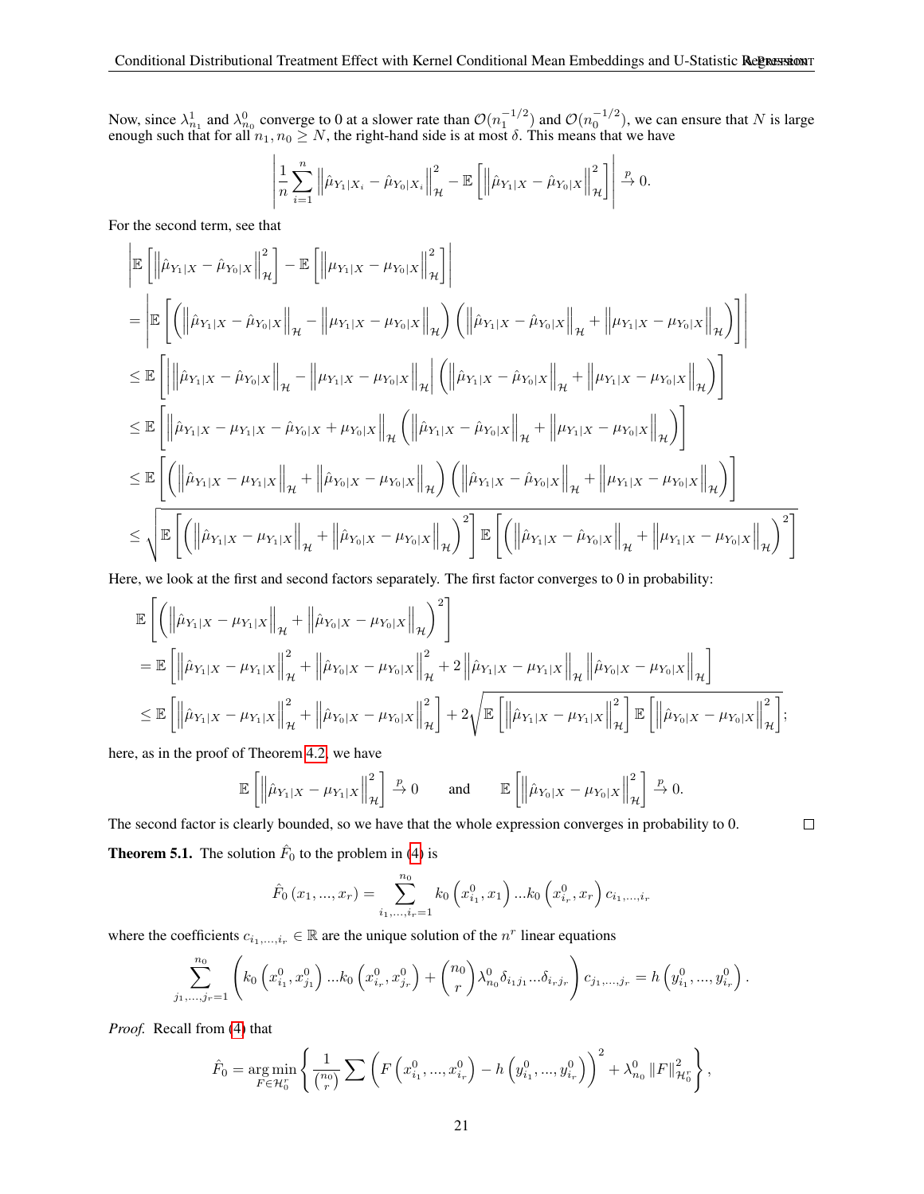Now, since $\lambda_{n_1}^1$ and $\lambda_{n_0}^0$ converge to 0 at a slower rate than $\mathcal{O}(n_1^{-1/2})$ and $\mathcal{O}(n_0^{-1/2})$, we can ensure that $N$ is large enough such that for all $n_1, n_0 \geq N$, the right-hand side is at most $\delta$. This means that we have

$$\left| \frac{1}{n} \sum_{i=1}^{n} \left\| \hat{\mu}_{Y_1|X_i} - \hat{\mu}_{Y_0|X_i} \right\|_{\mathcal{H}}^2 - \mathbb{E}\left[ \left\| \hat{\mu}_{Y_1|X} - \hat{\mu}_{Y_0|X} \right\|_{\mathcal{H}}^2 \right] \right| \xrightarrow{p} 0.$$

For the second term, see that

$$\begin{aligned}
&\left| \mathbb{E}\left[ \left\| \hat{\mu}_{Y_1|X} - \hat{\mu}_{Y_0|X} \right\|_{\mathcal{H}}^2 \right] - \mathbb{E}\left[ \left\| \mu_{Y_1|X} - \mu_{Y_0|X} \right\|_{\mathcal{H}}^2 \right] \right| \\
&= \left| \mathbb{E}\left[ \left( \left\| \hat{\mu}_{Y_1|X} - \hat{\mu}_{Y_0|X} \right\|_{\mathcal{H}} - \left\| \mu_{Y_1|X} - \mu_{Y_0|X} \right\|_{\mathcal{H}} \right) \left( \left\| \hat{\mu}_{Y_1|X} - \hat{\mu}_{Y_0|X} \right\|_{\mathcal{H}} + \left\| \mu_{Y_1|X} - \mu_{Y_0|X} \right\|_{\mathcal{H}} \right) \right] \right| \\
&\leq \mathbb{E}\left[ \left| \left\| \hat{\mu}_{Y_1|X} - \hat{\mu}_{Y_0|X} \right\|_{\mathcal{H}} - \left\| \mu_{Y_1|X} - \mu_{Y_0|X} \right\|_{\mathcal{H}} \right| \left( \left\| \hat{\mu}_{Y_1|X} - \hat{\mu}_{Y_0|X} \right\|_{\mathcal{H}} + \left\| \mu_{Y_1|X} - \mu_{Y_0|X} \right\|_{\mathcal{H}} \right) \right] \\
&\leq \mathbb{E}\left[ \left\| \hat{\mu}_{Y_1|X} - \mu_{Y_1|X} - \hat{\mu}_{Y_0|X} + \mu_{Y_0|X} \right\|_{\mathcal{H}} \left( \left\| \hat{\mu}_{Y_1|X} - \hat{\mu}_{Y_0|X} \right\|_{\mathcal{H}} + \left\| \mu_{Y_1|X} - \mu_{Y_0|X} \right\|_{\mathcal{H}} \right) \right] \\
&\leq \mathbb{E}\left[ \left( \left\| \hat{\mu}_{Y_1|X} - \mu_{Y_1|X} \right\|_{\mathcal{H}} + \left\| \hat{\mu}_{Y_0|X} - \mu_{Y_0|X} \right\|_{\mathcal{H}} \right) \left( \left\| \hat{\mu}_{Y_1|X} - \hat{\mu}_{Y_0|X} \right\|_{\mathcal{H}} + \left\| \mu_{Y_1|X} - \mu_{Y_0|X} \right\|_{\mathcal{H}} \right) \right] \\
&\leq \sqrt{ \mathbb{E}\left[ \left( \left\| \hat{\mu}_{Y_1|X} - \mu_{Y_1|X} \right\|_{\mathcal{H}} + \left\| \hat{\mu}_{Y_0|X} - \mu_{Y_0|X} \right\|_{\mathcal{H}} \right)^2 \right] \mathbb{E}\left[ \left( \left\| \hat{\mu}_{Y_1|X} - \hat{\mu}_{Y_0|X} \right\|_{\mathcal{H}} + \left\| \mu_{Y_1|X} - \mu_{Y_0|X} \right\|_{\mathcal{H}} \right)^2 \right] }
\end{aligned}$$

Here, we look at the first and second factors separately. The first factor converges to 0 in probability:

$$\begin{aligned}
&\mathbb{E}\left[ \left( \left\| \hat{\mu}_{Y_1|X} - \mu_{Y_1|X} \right\|_{\mathcal{H}} + \left\| \hat{\mu}_{Y_0|X} - \mu_{Y_0|X} \right\|_{\mathcal{H}} \right)^2 \right] \\
&= \mathbb{E}\left[ \left\| \hat{\mu}_{Y_1|X} - \mu_{Y_1|X} \right\|_{\mathcal{H}}^2 + \left\| \hat{\mu}_{Y_0|X} - \mu_{Y_0|X} \right\|_{\mathcal{H}}^2 + 2 \left\| \hat{\mu}_{Y_1|X} - \mu_{Y_1|X} \right\|_{\mathcal{H}} \left\| \hat{\mu}_{Y_0|X} - \mu_{Y_0|X} \right\|_{\mathcal{H}} \right] \\
&\leq \mathbb{E}\left[ \left\| \hat{\mu}_{Y_1|X} - \mu_{Y_1|X} \right\|_{\mathcal{H}}^2 + \left\| \hat{\mu}_{Y_0|X} - \mu_{Y_0|X} \right\|_{\mathcal{H}}^2 \right] + 2 \sqrt{ \mathbb{E}\left[ \left\| \hat{\mu}_{Y_1|X} - \mu_{Y_1|X} \right\|_{\mathcal{H}}^2 \right] \mathbb{E}\left[ \left\| \hat{\mu}_{Y_0|X} - \mu_{Y_0|X} \right\|_{\mathcal{H}}^2 \right] };
\end{aligned}$$

here, as in the proof of Theorem 4.2, we have

$$\mathbb{E}\left[ \left\| \hat{\mu}_{Y_1|X} - \mu_{Y_1|X} \right\|_{\mathcal{H}}^2 \right] \xrightarrow{p} 0 \qquad \text{and} \qquad \mathbb{E}\left[ \left\| \hat{\mu}_{Y_0|X} - \mu_{Y_0|X} \right\|_{\mathcal{H}}^2 \right] \xrightarrow{p} 0.$$

The second factor is clearly bounded, so we have that the whole expression converges in probability to 0. □

**Theorem 5.1.** The solution $\hat{F}_0$ to the problem in (4) is

$$\hat{F}_0(x_1, ..., x_r) = \sum_{i_1, ..., i_r = 1}^{n_0} k_0\left(x_{i_1}^0, x_1\right) ... k_0\left(x_{i_r}^0, x_r\right) c_{i_1, ..., i_r}$$

where the coefficients $c_{i_1, ..., i_r} \in \mathbb{R}$ are the unique solution of the $n^r$ linear equations

$$\sum_{j_1, ..., j_r = 1}^{n_0} \left( k_0\left(x_{i_1}^0, x_{j_1}^0\right) ... k_0\left(x_{i_r}^0, x_{j_r}^0\right) + \binom{n_0}{r} \lambda_{n_0}^0 \delta_{i_1 j_1} ... \delta_{i_r j_r} \right) c_{j_1, ..., j_r} = h\left(y_{i_1}^0, ..., y_{i_r}^0\right).$$

*Proof.* Recall from (4) that

$$\hat{F}_0 = \underset{F \in \mathcal{H}_0^r}{\arg\min} \left\{ \frac{1}{\binom{n_0}{r}} \sum \left( F\left(x_{i_1}^0, ..., x_{i_r}^0\right) - h\left(y_{i_1}^0, ..., y_{i_r}^0\right) \right)^2 + \lambda_{n_0}^0 \|F\|_{\mathcal{H}_0^r}^2 \right\},$$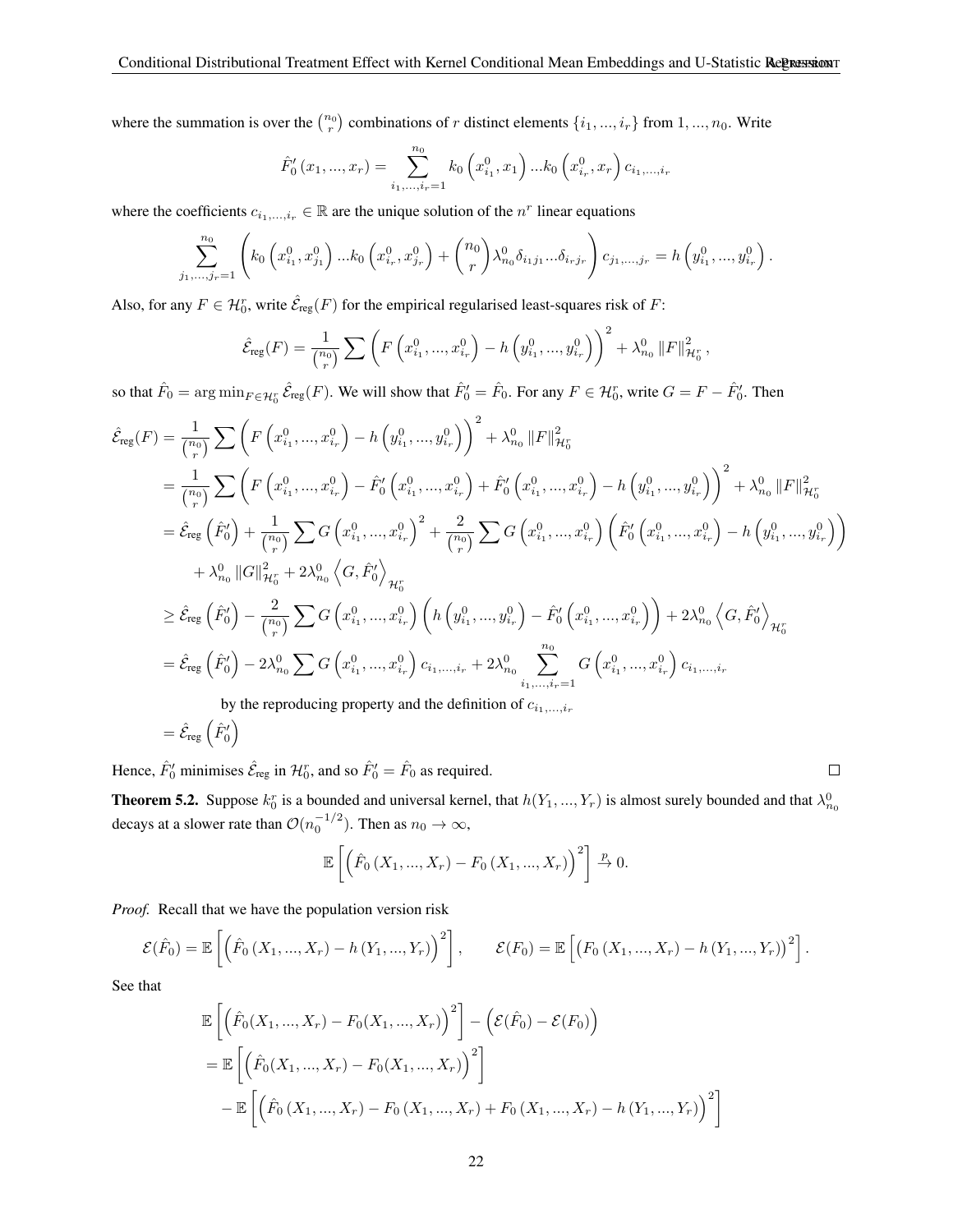where the summation is over the $\binom{n_0}{r}$ combinations of $r$ distinct elements $\{i_1, ..., i_r\}$ from $1, ..., n_0$. Write

$$\hat{F}_0'(x_1, ..., x_r) = \sum_{i_1,...,i_r=1}^{n_0} k_0\left(x_{i_1}^0, x_1\right) ... k_0\left(x_{i_r}^0, x_r\right) c_{i_1,...,i_r}$$

where the coefficients $c_{i_1,...,i_r} \in \mathbb{R}$ are the unique solution of the $n^r$ linear equations

$$\sum_{j_1,...,j_r=1}^{n_0} \left( k_0\left(x_{i_1}^0, x_{j_1}^0\right) ... k_0\left(x_{i_r}^0, x_{j_r}^0\right) + \binom{n_0}{r} \lambda_{n_0}^0 \delta_{i_1 j_1} ... \delta_{i_r j_r} \right) c_{j_1,...,j_r} = h\left(y_{i_1}^0, ..., y_{i_r}^0\right).$$

Also, for any $F \in \mathcal{H}_0^r$, write $\hat{\mathcal{E}}_{\text{reg}}(F)$ for the empirical regularised least-squares risk of $F$:

$$\hat{\mathcal{E}}_{\text{reg}}(F) = \frac{1}{\binom{n_0}{r}} \sum \left( F\left(x_{i_1}^0, ..., x_{i_r}^0\right) - h\left(y_{i_1}^0, ..., y_{i_r}^0\right) \right)^2 + \lambda_{n_0}^0 \|F\|_{\mathcal{H}_0^r}^2,$$

so that $\hat{F}_0 = \arg\min_{F \in \mathcal{H}_0^r} \hat{\mathcal{E}}_{\text{reg}}(F)$. We will show that $\hat{F}_0' = \hat{F}_0$. For any $F \in \mathcal{H}_0^r$, write $G = F - \hat{F}_0'$. Then

$$\begin{aligned}
\hat{\mathcal{E}}_{\text{reg}}(F) &= \frac{1}{\binom{n_0}{r}} \sum \left( F\left(x_{i_1}^0, ..., x_{i_r}^0\right) - h\left(y_{i_1}^0, ..., y_{i_r}^0\right) \right)^2 + \lambda_{n_0}^0 \|F\|_{\mathcal{H}_0^r}^2 \\
&= \frac{1}{\binom{n_0}{r}} \sum \left( F\left(x_{i_1}^0, ..., x_{i_r}^0\right) - \hat{F}_0'\left(x_{i_1}^0, ..., x_{i_r}^0\right) + \hat{F}_0'\left(x_{i_1}^0, ..., x_{i_r}^0\right) - h\left(y_{i_1}^0, ..., y_{i_r}^0\right) \right)^2 + \lambda_{n_0}^0 \|F\|_{\mathcal{H}_0^r}^2 \\
&= \hat{\mathcal{E}}_{\text{reg}}\left(\hat{F}_0'\right) + \frac{1}{\binom{n_0}{r}} \sum G\left(x_{i_1}^0, ..., x_{i_r}^0\right)^2 + \frac{2}{\binom{n_0}{r}} \sum G\left(x_{i_1}^0, ..., x_{i_r}^0\right) \left( \hat{F}_0'\left(x_{i_1}^0, ..., x_{i_r}^0\right) - h\left(y_{i_1}^0, ..., y_{i_r}^0\right) \right) \\
&\quad + \lambda_{n_0}^0 \|G\|_{\mathcal{H}_0^r}^2 + 2\lambda_{n_0}^0 \left\langle G, \hat{F}_0' \right\rangle_{\mathcal{H}_0^r} \\
&\geq \hat{\mathcal{E}}_{\text{reg}}\left(\hat{F}_0'\right) - \frac{2}{\binom{n_0}{r}} \sum G\left(x_{i_1}^0, ..., x_{i_r}^0\right) \left( h\left(y_{i_1}^0, ..., y_{i_r}^0\right) - \hat{F}_0'\left(x_{i_1}^0, ..., x_{i_r}^0\right) \right) + 2\lambda_{n_0}^0 \left\langle G, \hat{F}_0' \right\rangle_{\mathcal{H}_0^r} \\
&= \hat{\mathcal{E}}_{\text{reg}}\left(\hat{F}_0'\right) - 2\lambda_{n_0}^0 \sum G\left(x_{i_1}^0, ..., x_{i_r}^0\right) c_{i_1,...,i_r} + 2\lambda_{n_0}^0 \sum_{i_1,...,i_r=1}^{n_0} G\left(x_{i_1}^0, ..., x_{i_r}^0\right) c_{i_1,...,i_r} \\
&\qquad \text{by the reproducing property and the definition of } c_{i_1,...,i_r} \\
&= \hat{\mathcal{E}}_{\text{reg}}\left(\hat{F}_0'\right)
\end{aligned}$$

Hence, $\hat{F}_0'$ minimises $\hat{\mathcal{E}}_{\text{reg}}$ in $\mathcal{H}_0^r$, and so $\hat{F}_0' = \hat{F}_0$ as required. $\square$

**Theorem 5.2.** Suppose $k_0^r$ is a bounded and universal kernel, that $h(Y_1, ..., Y_r)$ is almost surely bounded and that $\lambda_{n_0}^0$ decays at a slower rate than $\mathcal{O}(n_0^{-1/2})$. Then as $n_0 \to \infty$,

$$\mathbb{E}\left[ \left( \hat{F}_0(X_1, ..., X_r) - F_0(X_1, ..., X_r) \right)^2 \right] \xrightarrow{p} 0.$$

*Proof.* Recall that we have the population version risk

$$\mathcal{E}(\hat{F}_0) = \mathbb{E}\left[ \left( \hat{F}_0(X_1, ..., X_r) - h(Y_1, ..., Y_r) \right)^2 \right], \qquad \mathcal{E}(F_0) = \mathbb{E}\left[ \left( F_0(X_1, ..., X_r) - h(Y_1, ..., Y_r) \right)^2 \right].$$

See that

$$\begin{aligned}
&\mathbb{E}\left[ \left( \hat{F}_0(X_1, ..., X_r) - F_0(X_1, ..., X_r) \right)^2 \right] - \left( \mathcal{E}(\hat{F}_0) - \mathcal{E}(F_0) \right) \\
&= \mathbb{E}\left[ \left( \hat{F}_0(X_1, ..., X_r) - F_0(X_1, ..., X_r) \right)^2 \right] \\
&\quad - \mathbb{E}\left[ \left( \hat{F}_0(X_1, ..., X_r) - F_0(X_1, ..., X_r) + F_0(X_1, ..., X_r) - h(Y_1, ..., Y_r) \right)^2 \right]
\end{aligned}$$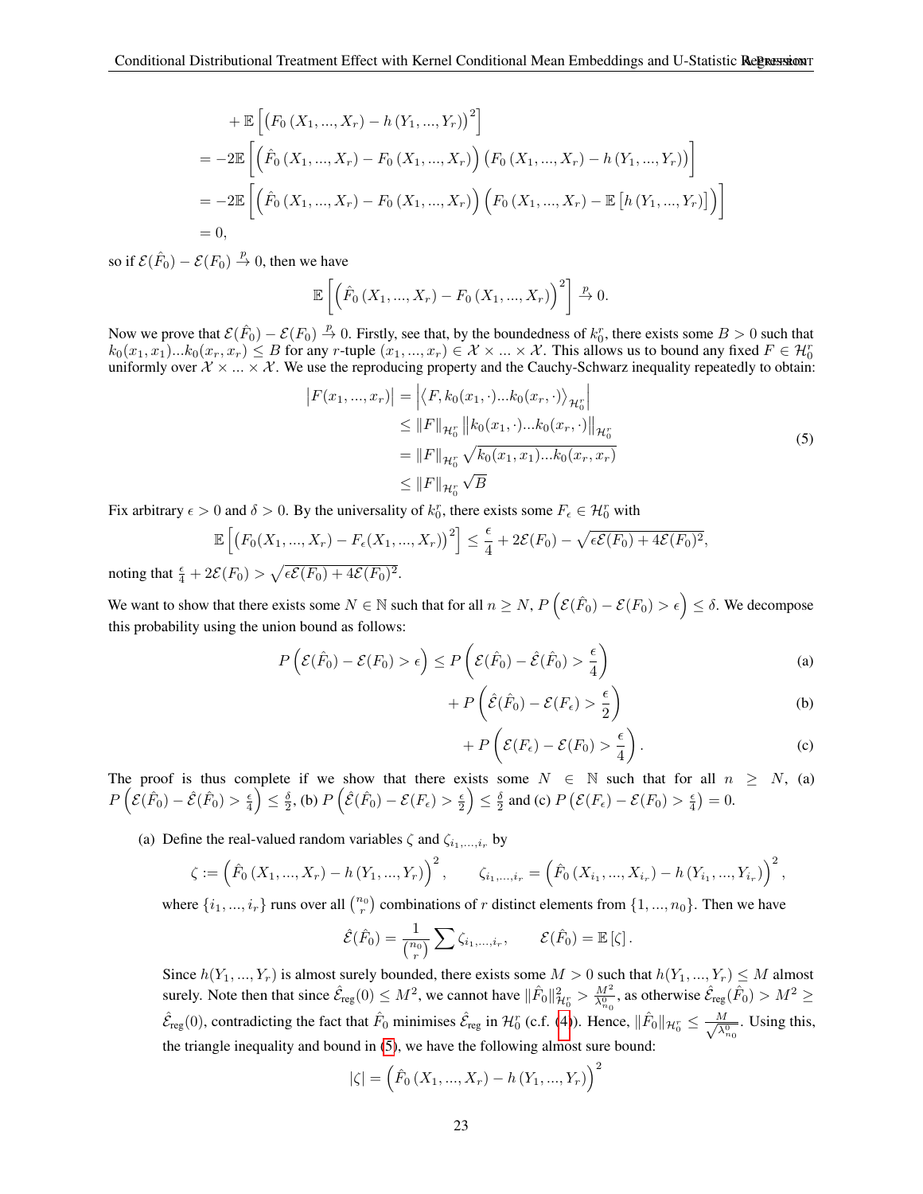$$
\begin{aligned}
&+\mathbb{E}\left[\left(F_0\left(X_1,...,X_r\right)-h\left(Y_1,...,Y_r\right)\right)^2\right] \\
&=-2\mathbb{E}\left[\left(\hat{F}_0\left(X_1,...,X_r\right)-F_0\left(X_1,...,X_r\right)\right)\left(F_0\left(X_1,...,X_r\right)-h\left(Y_1,...,Y_r\right)\right)\right] \\
&=-2\mathbb{E}\left[\left(\hat{F}_0\left(X_1,...,X_r\right)-F_0\left(X_1,...,X_r\right)\right)\left(F_0\left(X_1,...,X_r\right)-\mathbb{E}\left[h\left(Y_1,...,Y_r\right)\right]\right)\right] \\
&=0,
\end{aligned}
$$

so if $\mathcal{E}(\hat{F}_0)-\mathcal{E}(F_0)\xrightarrow{p}0$, then we have

$$
\mathbb{E}\left[\left(\hat{F}_0\left(X_1,...,X_r\right)-F_0\left(X_1,...,X_r\right)\right)^2\right]\xrightarrow{p}0.
$$

Now we prove that $\mathcal{E}(\hat{F}_0)-\mathcal{E}(F_0)\xrightarrow{p}0$. Firstly, see that, by the boundedness of $k_0^r$, there exists some $B>0$ such that $k_0(x_1,x_1)...k_0(x_r,x_r)\leq B$ for any $r$-tuple $(x_1,...,x_r)\in\mathcal{X}\times...\times\mathcal{X}$. This allows us to bound any fixed $F\in\mathcal{H}_0^r$ uniformly over $\mathcal{X}\times...\times\mathcal{X}$. We use the reproducing property and the Cauchy-Schwarz inequality repeatedly to obtain:

$$
\begin{aligned}
\left|F(x_1,...,x_r)\right| &= \left|\left\langle F,k_0(x_1,\cdot)...k_0(x_r,\cdot)\right\rangle_{\mathcal{H}_0^r}\right| \\
&\leq \|F\|_{\mathcal{H}_0^r}\left\|k_0(x_1,\cdot)...k_0(x_r,\cdot)\right\|_{\mathcal{H}_0^r} \\
&= \|F\|_{\mathcal{H}_0^r}\sqrt{k_0(x_1,x_1)...k_0(x_r,x_r)} \\
&\leq \|F\|_{\mathcal{H}_0^r}\sqrt{B}
\end{aligned} \tag{5}
$$

Fix arbitrary $\epsilon>0$ and $\delta>0$. By the universality of $k_0^r$, there exists some $F_\epsilon\in\mathcal{H}_0^r$ with

$$
\mathbb{E}\left[\left(F_0(X_1,...,X_r)-F_\epsilon(X_1,...,X_r)\right)^2\right]\leq\frac{\epsilon}{4}+2\mathcal{E}(F_0)-\sqrt{\epsilon\mathcal{E}(F_0)+4\mathcal{E}(F_0)^2},
$$

noting that $\frac{\epsilon}{4}+2\mathcal{E}(F_0)>\sqrt{\epsilon\mathcal{E}(F_0)+4\mathcal{E}(F_0)^2}$.

We want to show that there exists some $N\in\mathbb{N}$ such that for all $n\geq N$, $P\left(\mathcal{E}(\hat{F}_0)-\mathcal{E}(F_0)>\epsilon\right)\leq\delta$. We decompose this probability using the union bound as follows:

$$
\begin{aligned}
P\left(\mathcal{E}(\hat{F}_0)-\mathcal{E}(F_0)>\epsilon\right) &\leq P\left(\mathcal{E}(\hat{F}_0)-\hat{\mathcal{E}}(\hat{F}_0)>\frac{\epsilon}{4}\right) && \text{(a)}\\
&+P\left(\hat{\mathcal{E}}(\hat{F}_0)-\mathcal{E}(F_\epsilon)>\frac{\epsilon}{2}\right) && \text{(b)}\\
&+P\left(\mathcal{E}(F_\epsilon)-\mathcal{E}(F_0)>\frac{\epsilon}{4}\right). && \text{(c)}
\end{aligned}
$$

The proof is thus complete if we show that there exists some $N\in\mathbb{N}$ such that for all $n\geq N$, (a) $P\left(\mathcal{E}(\hat{F}_0)-\hat{\mathcal{E}}(\hat{F}_0)>\frac{\epsilon}{4}\right)\leq\frac{\delta}{2}$, (b) $P\left(\hat{\mathcal{E}}(\hat{F}_0)-\mathcal{E}(F_\epsilon)>\frac{\epsilon}{2}\right)\leq\frac{\delta}{2}$ and (c) $P\left(\mathcal{E}(F_\epsilon)-\mathcal{E}(F_0)>\frac{\epsilon}{4}\right)=0$.

(a) Define the real-valued random variables $\zeta$ and $\zeta_{i_1,...,i_r}$ by

$$
\zeta:=\left(\hat{F}_0\left(X_1,...,X_r\right)-h\left(Y_1,...,Y_r\right)\right)^2,\qquad \zeta_{i_1,...,i_r}=\left(\hat{F}_0\left(X_{i_1},...,X_{i_r}\right)-h\left(Y_{i_1},...,Y_{i_r}\right)\right)^2,
$$

where $\{i_1,...,i_r\}$ runs over all $\binom{n_0}{r}$ combinations of $r$ distinct elements from $\{1,...,n_0\}$. Then we have

$$
\hat{\mathcal{E}}(\hat{F}_0)=\frac{1}{\binom{n_0}{r}}\sum\zeta_{i_1,...,i_r},\qquad \mathcal{E}(\hat{F}_0)=\mathbb{E}\left[\zeta\right].
$$

Since $h(Y_1,...,Y_r)$ is almost surely bounded, there exists some $M>0$ such that $h(Y_1,...,Y_r)\leq M$ almost surely. Note then that since $\hat{\mathcal{E}}_{\text{reg}}(0)\leq M^2$, we cannot have $\|\hat{F}_0\|^2_{\mathcal{H}_0^r}>\frac{M^2}{\lambda^0_{n_0}}$, as otherwise $\hat{\mathcal{E}}_{\text{reg}}(\hat{F}_0)>M^2\geq\hat{\mathcal{E}}_{\text{reg}}(0)$, contradicting the fact that $\hat{F}_0$ minimises $\hat{\mathcal{E}}_{\text{reg}}$ in $\mathcal{H}_0^r$ (c.f. (4)). Hence, $\|\hat{F}_0\|_{\mathcal{H}_0^r}\leq\frac{M}{\sqrt{\lambda^0_{n_0}}}$. Using this, the triangle inequality and bound in (5), we have the following almost sure bound:

$$
|\zeta|=\left(\hat{F}_0\left(X_1,...,X_r\right)-h\left(Y_1,...,Y_r\right)\right)^2
$$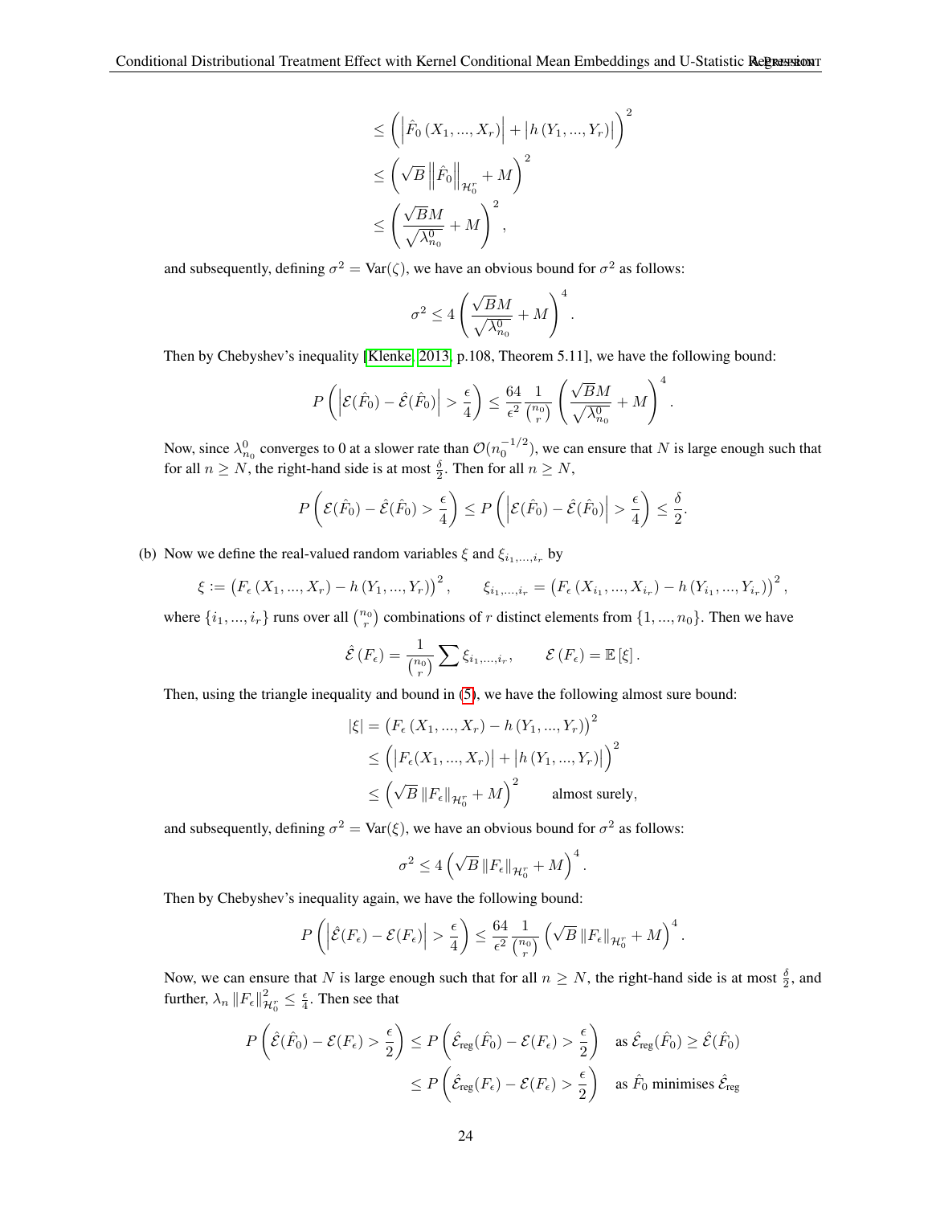$$
\leq \left( \left| \hat{F}_0 \left( X_1, ..., X_r \right) \right| + \left| h \left( Y_1, ..., Y_r \right) \right| \right)^2
$$

$$
\leq \left( \sqrt{B} \left\| \hat{F}_0 \right\|_{\mathcal{H}_0^r} + M \right)^2
$$

$$
\leq \left( \frac{\sqrt{B} M}{\sqrt{\lambda_{n_0}^0}} + M \right)^2,
$$

and subsequently, defining $\sigma^2 = \text{Var}(\zeta)$, we have an obvious bound for $\sigma^2$ as follows:

$$
\sigma^2 \leq 4 \left( \frac{\sqrt{B} M}{\sqrt{\lambda_{n_0}^0}} + M \right)^4.
$$

Then by Chebyshev's inequality [Klenke, 2013, p.108, Theorem 5.11], we have the following bound:

$$
P\left( \left| \mathcal{E}(\hat{F}_0) - \hat{\mathcal{E}}(\hat{F}_0) \right| > \frac{\epsilon}{4} \right) \leq \frac{64}{\epsilon^2} \frac{1}{\binom{n_0}{r}} \left( \frac{\sqrt{B} M}{\sqrt{\lambda_{n_0}^0}} + M \right)^4.
$$

Now, since $\lambda_{n_0}^0$ converges to 0 at a slower rate than $\mathcal{O}(n_0^{-1/2})$, we can ensure that $N$ is large enough such that for all $n \geq N$, the right-hand side is at most $\frac{\delta}{2}$. Then for all $n \geq N$,

$$
P\left( \mathcal{E}(\hat{F}_0) - \hat{\mathcal{E}}(\hat{F}_0) > \frac{\epsilon}{4} \right) \leq P\left( \left| \mathcal{E}(\hat{F}_0) - \hat{\mathcal{E}}(\hat{F}_0) \right| > \frac{\epsilon}{4} \right) \leq \frac{\delta}{2}.
$$

(b) Now we define the real-valued random variables $\xi$ and $\xi_{i_1,...,i_r}$ by

$$
\xi := \left( F_\epsilon \left( X_1, ..., X_r \right) - h \left( Y_1, ..., Y_r \right) \right)^2, \qquad \xi_{i_1,...,i_r} = \left( F_\epsilon \left( X_{i_1}, ..., X_{i_r} \right) - h \left( Y_{i_1}, ..., Y_{i_r} \right) \right)^2,
$$

where $\{i_1, ..., i_r\}$ runs over all $\binom{n_0}{r}$ combinations of $r$ distinct elements from $\{1, ..., n_0\}$. Then we have

$$
\hat{\mathcal{E}}\left( F_\epsilon \right) = \frac{1}{\binom{n_0}{r}} \sum \xi_{i_1,...,i_r}, \qquad \mathcal{E}\left( F_\epsilon \right) = \mathbb{E}\left[ \xi \right].
$$

Then, using the triangle inequality and bound in (5), we have the following almost sure bound:

$$
|\xi| = \left( F_\epsilon \left( X_1, ..., X_r \right) - h \left( Y_1, ..., Y_r \right) \right)^2
$$

$$
\leq \left( \left| F_\epsilon (X_1, ..., X_r) \right| + \left| h \left( Y_1, ..., Y_r \right) \right| \right)^2
$$

$$
\leq \left( \sqrt{B} \left\| F_\epsilon \right\|_{\mathcal{H}_0^r} + M \right)^2 \qquad \text{almost surely,}
$$

and subsequently, defining $\sigma^2 = \text{Var}(\xi)$, we have an obvious bound for $\sigma^2$ as follows:

$$
\sigma^2 \leq 4 \left( \sqrt{B} \left\| F_\epsilon \right\|_{\mathcal{H}_0^r} + M \right)^4.
$$

Then by Chebyshev's inequality again, we have the following bound:

$$
P\left( \left| \hat{\mathcal{E}}(F_\epsilon) - \mathcal{E}(F_\epsilon) \right| > \frac{\epsilon}{4} \right) \leq \frac{64}{\epsilon^2} \frac{1}{\binom{n_0}{r}} \left( \sqrt{B} \left\| F_\epsilon \right\|_{\mathcal{H}_0^r} + M \right)^4.
$$

Now, we can ensure that $N$ is large enough such that for all $n \geq N$, the right-hand side is at most $\frac{\delta}{2}$, and further, $\lambda_n \left\| F_\epsilon \right\|^2_{\mathcal{H}_0^r} \leq \frac{\epsilon}{4}$. Then see that

$$
P\left( \hat{\mathcal{E}}(\hat{F}_0) - \mathcal{E}(F_\epsilon) > \frac{\epsilon}{2} \right) \leq P\left( \hat{\mathcal{E}}_{\text{reg}}(\hat{F}_0) - \mathcal{E}(F_\epsilon) > \frac{\epsilon}{2} \right) \quad \text{as } \hat{\mathcal{E}}_{\text{reg}}(\hat{F}_0) \geq \hat{\mathcal{E}}(\hat{F}_0)
$$

$$
\leq P\left( \hat{\mathcal{E}}_{\text{reg}}(F_\epsilon) - \mathcal{E}(F_\epsilon) > \frac{\epsilon}{2} \right) \quad \text{as } \hat{F}_0 \text{ minimises } \hat{\mathcal{E}}_{\text{reg}}
$$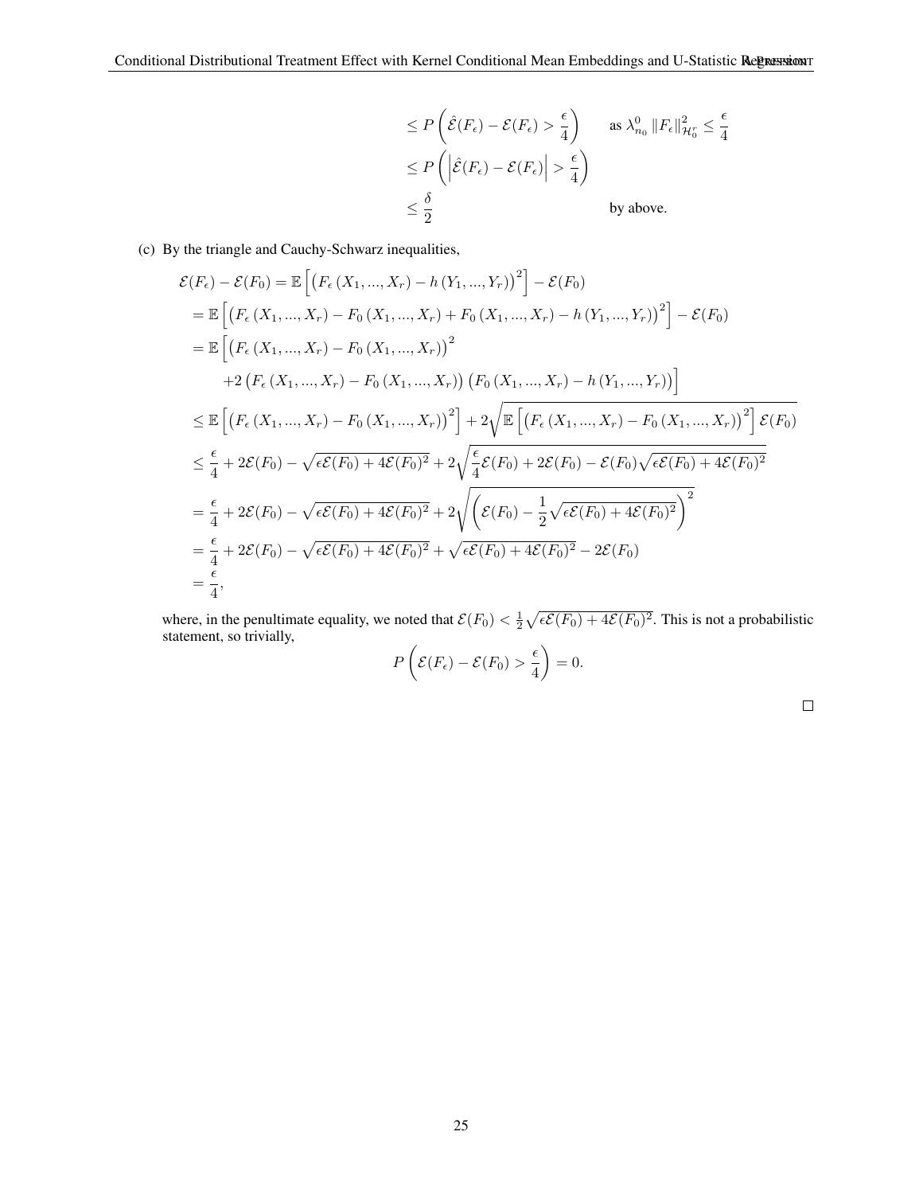$$
\begin{aligned}
&\leq P\left(\hat{\mathcal{E}}(F_\epsilon) - \mathcal{E}(F_\epsilon) > \frac{\epsilon}{4}\right) \qquad \text{as } \lambda^0_{n_0} \left\|F_\epsilon\right\|^2_{\mathcal{H}_0^r} \leq \frac{\epsilon}{4} \\
&\leq P\left(\left|\hat{\mathcal{E}}(F_\epsilon) - \mathcal{E}(F_\epsilon)\right| > \frac{\epsilon}{4}\right) \\
&\leq \frac{\delta}{2} \qquad \text{by above.}
\end{aligned}
$$

(c) By the triangle and Cauchy-Schwarz inequalities,

$$
\begin{aligned}
\mathcal{E}(F_\epsilon) - \mathcal{E}(F_0) &= \mathbb{E}\left[\left(F_\epsilon\left(X_1, ..., X_r\right) - h\left(Y_1, ..., Y_r\right)\right)^2\right] - \mathcal{E}(F_0) \\
&= \mathbb{E}\left[\left(F_\epsilon\left(X_1, ..., X_r\right) - F_0\left(X_1, ..., X_r\right) + F_0\left(X_1, ..., X_r\right) - h\left(Y_1, ..., Y_r\right)\right)^2\right] - \mathcal{E}(F_0) \\
&= \mathbb{E}\Big[\left(F_\epsilon\left(X_1, ..., X_r\right) - F_0\left(X_1, ..., X_r\right)\right)^2 \\
&\qquad + 2\left(F_\epsilon\left(X_1, ..., X_r\right) - F_0\left(X_1, ..., X_r\right)\right)\left(F_0\left(X_1, ..., X_r\right) - h\left(Y_1, ..., Y_r\right)\right)\Big] \\
&\leq \mathbb{E}\left[\left(F_\epsilon\left(X_1, ..., X_r\right) - F_0\left(X_1, ..., X_r\right)\right)^2\right] + 2\sqrt{\mathbb{E}\left[\left(F_\epsilon\left(X_1, ..., X_r\right) - F_0\left(X_1, ..., X_r\right)\right)^2\right]\mathcal{E}(F_0)} \\
&\leq \frac{\epsilon}{4} + 2\mathcal{E}(F_0) - \sqrt{\epsilon\mathcal{E}(F_0) + 4\mathcal{E}(F_0)^2} + 2\sqrt{\frac{\epsilon}{4}\mathcal{E}(F_0) + 2\mathcal{E}(F_0) - \mathcal{E}(F_0)\sqrt{\epsilon\mathcal{E}(F_0) + 4\mathcal{E}(F_0)^2}} \\
&= \frac{\epsilon}{4} + 2\mathcal{E}(F_0) - \sqrt{\epsilon\mathcal{E}(F_0) + 4\mathcal{E}(F_0)^2} + 2\sqrt{\left(\mathcal{E}(F_0) - \frac{1}{2}\sqrt{\epsilon\mathcal{E}(F_0) + 4\mathcal{E}(F_0)^2}\right)^2} \\
&= \frac{\epsilon}{4} + 2\mathcal{E}(F_0) - \sqrt{\epsilon\mathcal{E}(F_0) + 4\mathcal{E}(F_0)^2} + \sqrt{\epsilon\mathcal{E}(F_0) + 4\mathcal{E}(F_0)^2} - 2\mathcal{E}(F_0) \\
&= \frac{\epsilon}{4},
\end{aligned}
$$

where, in the penultimate equality, we noted that $\mathcal{E}(F_0) < \frac{1}{2}\sqrt{\epsilon\mathcal{E}(F_0) + 4\mathcal{E}(F_0)^2}$. This is not a probabilistic statement, so trivially,

$$
P\left(\mathcal{E}(F_\epsilon) - \mathcal{E}(F_0) > \frac{\epsilon}{4}\right) = 0.
$$

□